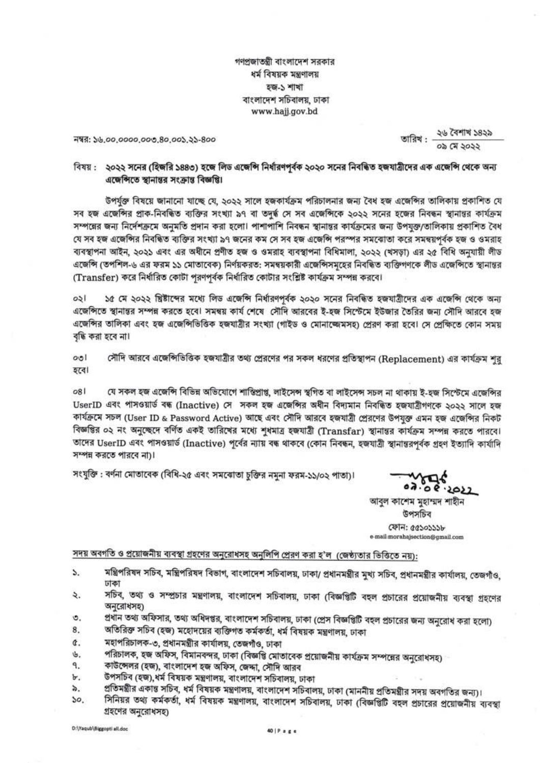গণপ্রজাতন্ত্রী বাংলাদেশ সরকার
ধর্ম বিষয়ক মন্ত্রণালয়
হজ-১ শাখা
বাংলাদেশ সচিবালয়, ঢাকা
www.hajj.gov.bd

নম্বর: ১৬.০০.০০০০.০০৩.৪০.০০১.২১-৪০০

তারিখ : ২৬ বৈশাখ ১৪২৯
০৯ মে ২০২২

**বিষয় : ২০২২ সনের (হিজরি ১৪৪৩) হজে লিড এজেন্সি নির্ধারণপূর্বক ২০২০ সনের নিবন্ধিত হজযাত্রীদের এক এজেন্সি থেকে অন্য এজেন্সিতে স্থানান্তর সংক্রান্ত বিজ্ঞপ্তি।**

উপর্যুক্ত বিষয়ে জানানো যাচ্ছে যে, ২০২২ সালে হজকার্যক্রম পরিচালনার জন্য বৈধ হজ এজেন্সির তালিকায় প্রকাশিত যে সব হজ এজেন্সির প্রাক-নিবন্ধিত ব্যক্তির সংখ্যা ৯৭ বা তদূর্ধ্ব সে সব এজেন্সিকে ২০২২ সনের হজের নিবন্ধন স্থানান্তর কার্যক্রম সম্পন্নের জন্য নির্দেশক্রমে অনুমতি প্রদান করা হলো। পাশাপাশি নিবন্ধন স্থানান্তর কার্যক্রমের জন্য উপযুক্ত/তালিকায় প্রকাশিত বৈধ যে সব হজ এজেন্সির নিবন্ধিত ব্যক্তির সংখ্যা ৯৭ জনের কম সে সব হজ এজেন্সি পরস্পর সমঝোতা করে সমন্বয়পূর্বক হজ ও ওমরাহ ব্যবস্থাপনা আইন, ২০২১ এবং এর অধীনে প্রণীত হজ ও ওমরাহ ব্যবস্থাপনা বিধিমালা, ২০২২ (খসড়া) এর ২৫ বিধি অনুযায়ী লীড এজেন্সি (তপশিল-৬ এর ফরম ১১ মোতাবেক) নির্ণয়করত: সমন্বয়কারী এজেন্সিসমূহের নিবন্ধিত ব্যক্তিগণকে লীড এজেন্সিতে স্থানান্তর (Transfer) করে নির্ধারিত কোটা পূরণপূর্বক নির্ধারিত কোটার সংশ্লিষ্ট কার্যক্রম সম্পন্ন করবে।

০২। ১৫ মে ২০২২ খ্রিষ্টাব্দের মধ্যে লিড এজেন্সি নির্ধারণপূর্বক ২০২০ সনের নিবন্ধিত হজযাত্রীদের এক এজেন্সি থেকে অন্য এজেন্সিতে স্থানান্তর সম্পন্ন করতে হবে। সমন্বয় কার্য শেষে সৌদি আরবের ই-হজ সিস্টেমে ইউজার তৈরির জন্য সৌদি আরবে হজ এজেন্সির তালিকা এবং হজ এজেন্সিভিত্তিক হজযাত্রীর সংখ্যা (গাইড ও মোনাজ্জেমসহ) প্রেরণ করা হবে। সে প্রেক্ষিতে কোন সময় বৃদ্ধি করা হবে না।

০৩। সৌদি আরবে এজেন্সিভিত্তিক হজযাত্রীর তথ্য প্রেরণের পর সকল ধরণের প্রতিস্থাপন (Replacement) এর কার্যক্রম শুরু হবে।

০৪। যে সকল হজ এজেন্সি বিভিন্ন অভিযোগে শাস্তিপ্রাপ্ত, লাইসেন্স স্থগিত বা লাইসেন্স সচল না থাকায় ই-হজ সিস্টেমে এজেন্সির UserID এবং পাসওয়ার্ড বন্ধ (Inactive) সে সকল হজ এজেন্সির অধীন বিদ্যমান নিবন্ধিত হজযাত্রীগণকে ২০২২ সালে হজ কার্যক্রমে সচল (User ID & Password Active) আছে এবং সৌদি আরবে হজযাত্রী প্রেরণের উপযুক্ত এমন হজ এজেন্সির নিকট বিজ্ঞপ্তির ০২ নং অনুচ্ছেদে বর্ণিত একই তারিখের মধ্যে শুধমাত্র হজযাত্রী (Transfar) স্থানান্তর কার্যক্রম সম্পন্ন করতে পারবে। তাদের UserID এবং পাসওয়ার্ড (Inactive) পূর্বের ন্যায় বন্ধ থাকবে (কোন নিবন্ধন, হজযাত্রী স্থানান্তরপূর্বক গ্রহণ ইত্যাদি কার্যাদি সম্পন্ন করতে পারবে না)।

সংযুক্তি : বর্ণনা মোতাবেক (বিধি-২৫ এবং সমঝোতা চুক্তির নমুনা ফরম-১১/০২ পাতা)।

০৯.০৫.২০২২
আবুল কাশেম মুহাম্মদ শাহীন
উপসচিব
ফোন: ৫৫১০১১১৮
e-mail:morahajsection@gmail.com

**সদয় অবগতি ও প্রয়োজনীয় ব্যবস্থা গ্রহণের অনুরোধসহ অনুলিপি প্রেরণ করা হ'ল (জেষ্ঠ্যতার ভিত্তিতে নয়):**

১. মন্ত্রিপরিষদ সচিব, মন্ত্রিপরিষদ বিভাগ, বাংলাদেশ সচিবালয়, ঢাকা/ প্রধানমন্ত্রীর মুখ্য সচিব, প্রধানমন্ত্রীর কার্যালয়, তেজগাঁও, ঢাকা
২. সচিব, তথ্য ও সম্প্রচার মন্ত্রণালয়, বাংলাদেশ সচিবালয়, ঢাকা (বিজ্ঞপ্তিটি বহুল প্রচারের প্রয়োজনীয় ব্যবস্থা গ্রহণের অনুরোধসহ)
৩. প্রধান তথ্য অফিসার, তথ্য অধিদপ্তর, বাংলাদেশ সচিবালয়, ঢাকা (প্রেস বিজ্ঞপ্তিটি বহুল প্রচারের জন্য অনুরোধ করা হলো)
৪. অতিরিক্ত সচিব (হজ) মহোদয়ের ব্যক্তিগত কর্মকর্তা, ধর্ম বিষয়ক মন্ত্রণালয়, ঢাকা
৫. মহাপরিচালক-৩, প্রধানমন্ত্রীর কার্যালয়, তেজগাঁও, ঢাকা
৬. পরিচালক, হজ অফিস, বিমানবন্দর, ঢাকা (বিজ্ঞপ্তি মোতাবেক প্রয়োজনীয় কার্যক্রম সম্পন্নের অনুরোধসহ)
৭. কাউন্সেলর (হজ), বাংলাদেশ হজ অফিস, জেদ্দা, সৌদি আরব
৮. উপসচিব (হজ), ধর্ম বিষয়ক মন্ত্রণালয়, বাংলাদেশ সচিবালয়, ঢাকা
৯. প্রতিমন্ত্রীর একান্ত সচিব, ধর্ম বিষয়ক মন্ত্রণালয়, বাংলাদেশ সচিবালয়, ঢাকা (মাননীয় প্রতিমন্ত্রীর সদয় অবগতির জন্য)।
১০. সিনিয়র তথ্য কর্মকর্তা, ধর্ম বিষয়ক মন্ত্রণালয়, বাংলাদেশ সচিবালয়, ঢাকা (বিজ্ঞপ্তিটি বহুল প্রচারের প্রয়োজনীয় ব্যবস্থা গ্রহণের অনুরোধসহ)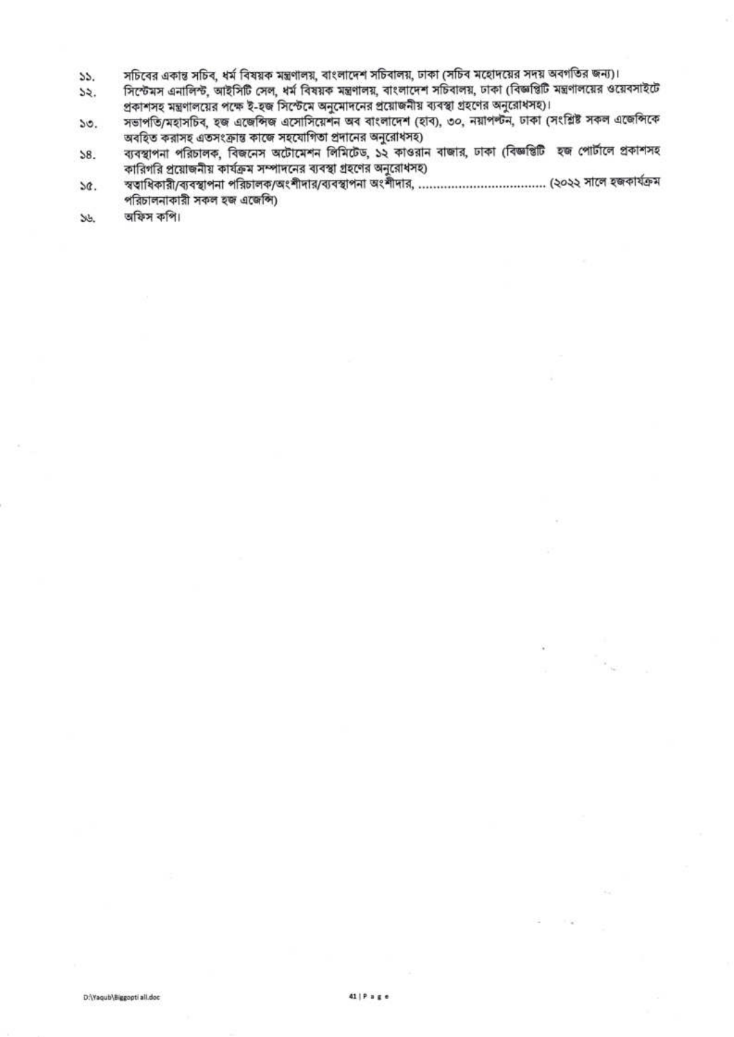১১. সচিবের একান্ত সচিব, ধর্ম বিষয়ক মন্ত্রণালয়, বাংলাদেশ সচিবালয়, ঢাকা (সচিব মহোদয়ের সদয় অবগতির জন্য)।

১২. সিস্টেমস এনালিস্ট, আইসিটি সেল, ধর্ম বিষয়ক মন্ত্রণালয়, বাংলাদেশ সচিবালয়, ঢাকা (বিজ্ঞপ্তিটি মন্ত্রণালয়ের ওয়েবসাইটে প্রকাশসহ মন্ত্রণালয়ের পক্ষে ই-হজ সিস্টেমে অনুমোদনের প্রয়োজনীয় ব্যবস্থা গ্রহণের অনুরোধসহ)।

১৩. সভাপতি/মহাসচিব, হজ এজেন্সিজ এসোসিয়েশন অব বাংলাদেশ (হাব), ৩০, নয়াপল্টন, ঢাকা (সংশ্লিষ্ট সকল এজেন্সিকে অবহিত করাসহ এতসংক্রান্ত কাজে সহযোগিতা প্রদানের অনুরোধসহ)

১৪. ব্যবস্থাপনা পরিচালক, বিজনেস অটোমেশন লিমিটেড, ১২ কাওরান বাজার, ঢাকা (বিজ্ঞপ্তিটি হজ পোর্টালে প্রকাশসহ কারিগরি প্রয়োজনীয় কার্যক্রম সম্পাদনের ব্যবস্থা গ্রহণের অনুরোধসহ)

১৫. স্বত্বাধিকারী/ব্যবস্থাপনা পরিচালক/অংশীদার/ব্যবস্থাপনা অংশীদার, ................................ (২০২২ সালে হজকার্যক্রম পরিচালনাকারী সকল হজ এজেন্সি)

১৬. অফিস কপি।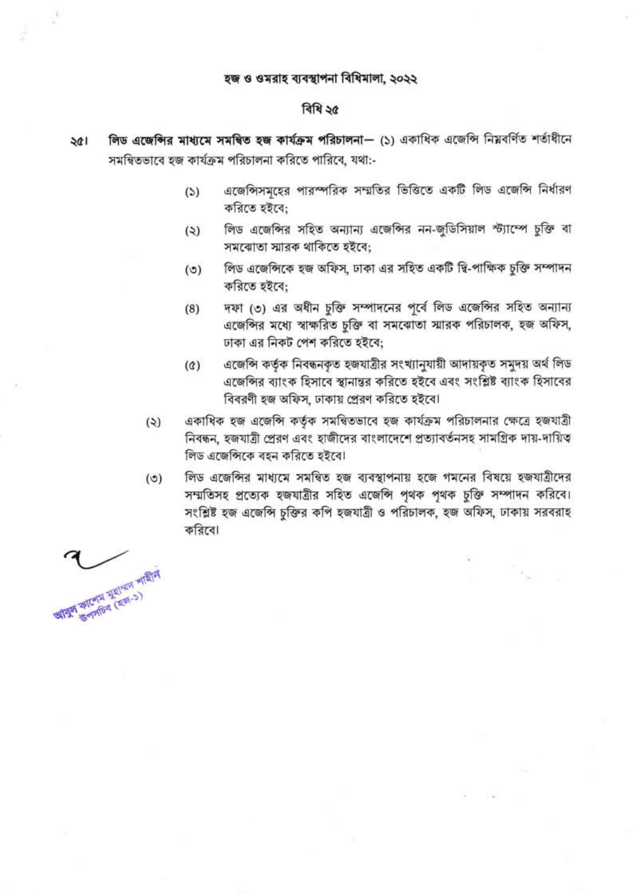## হজ ও ওমরাহ ব্যবস্থাপনা বিধিমালা, ২০২২

### বিধি ২৫

২৫। **লিড এজেন্সির মাধ্যমে সমন্বিত হজ কার্যক্রম পরিচালনা—** (১) একাধিক এজেন্সি নিম্নবর্ণিত শর্তাধীনে সমন্বিতভাবে হজ কার্যক্রম পরিচালনা করিতে পারিবে, যথা:-

(১) এজেন্সিসমূহের পারস্পরিক সম্মতির ভিত্তিতে একটি লিড এজেন্সি নির্ধারণ করিতে হইবে;

(২) লিড এজেন্সির সহিত অন্যান্য এজেন্সির নন-জুডিসিয়াল স্ট্যাম্পে চুক্তি বা সমঝোতা স্মারক থাকিতে হইবে;

(৩) লিড এজেন্সিকে হজ অফিস, ঢাকা এর সহিত একটি দ্বি-পাক্ষিক চুক্তি সম্পাদন করিতে হইবে;

(৪) দফা (৩) এর অধীন চুক্তি সম্পাদনের পূর্বে লিড এজেন্সির সহিত অন্যান্য এজেন্সির মধ্যে স্বাক্ষরিত চুক্তি বা সমঝোতা স্মারক পরিচালক, হজ অফিস, ঢাকা এর নিকট পেশ করিতে হইবে;

(৫) এজেন্সি কর্তৃক নিবন্ধনকৃত হজযাত্রীর সংখ্যানুযায়ী আদায়কৃত সমুদয় অর্থ লিড এজেন্সির ব্যাংক হিসাবে স্থানান্তর করিতে হইবে এবং সংশ্লিষ্ট ব্যাংক হিসাবের বিবরণী হজ অফিস, ঢাকায় প্রেরণ করিতে হইবে।

(২) একাধিক হজ এজেন্সি কর্তৃক সমন্বিতভাবে হজ কার্যক্রম পরিচালনার ক্ষেত্রে হজযাত্রী নিবন্ধন, হজযাত্রী প্রেরণ এবং হাজীদের বাংলাদেশে প্রত্যাবর্তনসহ সামগ্রিক দায়-দায়িত্ব লিড এজেন্সিকে বহন করিতে হইবে।

(৩) লিড এজেন্সির মাধ্যমে সমন্বিত হজ ব্যবস্থাপনায় হজে গমনের বিষয়ে হজযাত্রীদের সম্মতিসহ প্রত্যেক হজযাত্রীর সহিত এজেন্সি পৃথক পৃথক চুক্তি সম্পাদন করিবে। সংশ্লিষ্ট হজ এজেন্সি চুক্তির কপি হজযাত্রী ও পরিচালক, হজ অফিস, ঢাকায় সরবরাহ করিবে।

আবুল কাশেম মুহাম্মদ শাহীন
উপসচিব (হজ-১)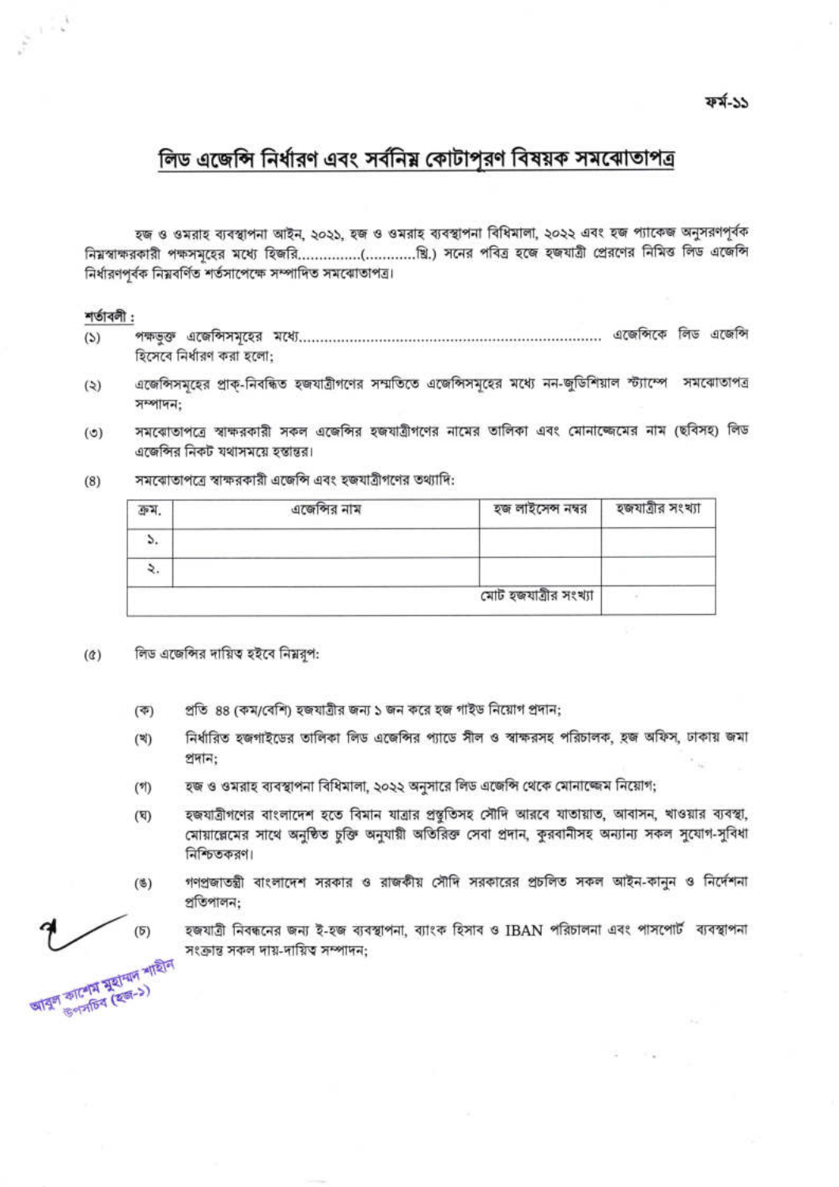ফর্ম-১১

# লিড এজেন্সি নির্ধারণ এবং সর্বনিম্ন কোটাপূরণ বিষয়ক সমঝোতাপত্র

হজ ও ওমরাহ ব্যবস্থাপনা আইন, ২০২১, হজ ও ওমরাহ ব্যবস্থাপনা বিধিমালা, ২০২২ এবং হজ প্যাকেজ অনুসরণপূর্বক নিম্নস্বাক্ষরকারী পক্ষসমূহের মধ্যে হিজরি..............(............খ্রি.) সনের পবিত্র হজে হজযাত্রী প্রেরণের নিমিত্ত লিড এজেন্সি নির্ধারণপূর্বক নিম্নবর্ণিত শর্তসাপেক্ষে সম্পাদিত সমঝোতাপত্র।

**শর্তাবলী :**

(১) পক্ষভুক্ত এজেন্সিসমূহের মধ্যে........................................................................ এজেন্সিকে লিড এজেন্সি হিসেবে নির্ধারণ করা হলো;

(২) এজেন্সিসমূহের প্রাক্-নিবন্ধিত হজযাত্রীগণের সম্মতিতে এজেন্সিসমূহের মধ্যে নন-জুডিশিয়াল স্ট্যাম্পে সমঝোতাপত্র সম্পাদন;

(৩) সমঝোতাপত্রে স্বাক্ষরকারী সকল এজেন্সির হজযাত্রীগণের নামের তালিকা এবং মোনাজ্জেমের নাম (ছবিসহ) লিড এজেন্সির নিকট যথাসময়ে হস্তান্তর।

(৪) সমঝোতাপত্রে স্বাক্ষরকারী এজেন্সি এবং হজযাত্রীগণের তথ্যাদি:

| ক্রম. | এজেন্সির নাম | হজ লাইসেন্স নম্বর | হজযাত্রীর সংখ্যা |
|---|---|---|---|
| ১. | | | |
| ২. | | | |
| | | মোট হজযাত্রীর সংখ্যা | |

(৫) লিড এজেন্সির দায়িত্ব হইবে নিম্নরূপ:

(ক) প্রতি ৪৪ (কম/বেশি) হজযাত্রীর জন্য ১ জন করে হজ গাইড নিয়োগ প্রদান;

(খ) নির্ধারিত হজগাইডের তালিকা লিড এজেন্সির প্যাডে সীল ও স্বাক্ষরসহ পরিচালক, হজ অফিস, ঢাকায় জমা প্রদান;

(গ) হজ ও ওমরাহ ব্যবস্থাপনা বিধিমালা, ২০২২ অনুসারে লিড এজেন্সি থেকে মোনাজ্জেম নিয়োগ;

(ঘ) হজযাত্রীগণের বাংলাদেশ হতে বিমান যাত্রার প্রস্তুতিসহ সৌদি আরবে যাতায়াত, আবাসন, খাওয়ার ব্যবস্থা, মোয়াল্লেমের সাথে অনুষ্ঠিত চুক্তি অনুযায়ী অতিরিক্ত সেবা প্রদান, কুরবানীসহ অন্যান্য সকল সুযোগ-সুবিধা নিশ্চিতকরণ।

(ঙ) গণপ্রজাতন্ত্রী বাংলাদেশ সরকার ও রাজকীয় সৌদি সরকারের প্রচলিত সকল আইন-কানুন ও নির্দেশনা প্রতিপালন;

(চ) হজযাত্রী নিবন্ধনের জন্য ই-হজ ব্যবস্থাপনা, ব্যাংক হিসাব ও IBAN পরিচালনা এবং পাসপোর্ট ব্যবস্থাপনা সংক্রান্ত সকল দায়-দায়িত্ব সম্পাদন;

আবুল কাশেম মুহাম্মদ শাহীন
উপসচিব (হজ-১)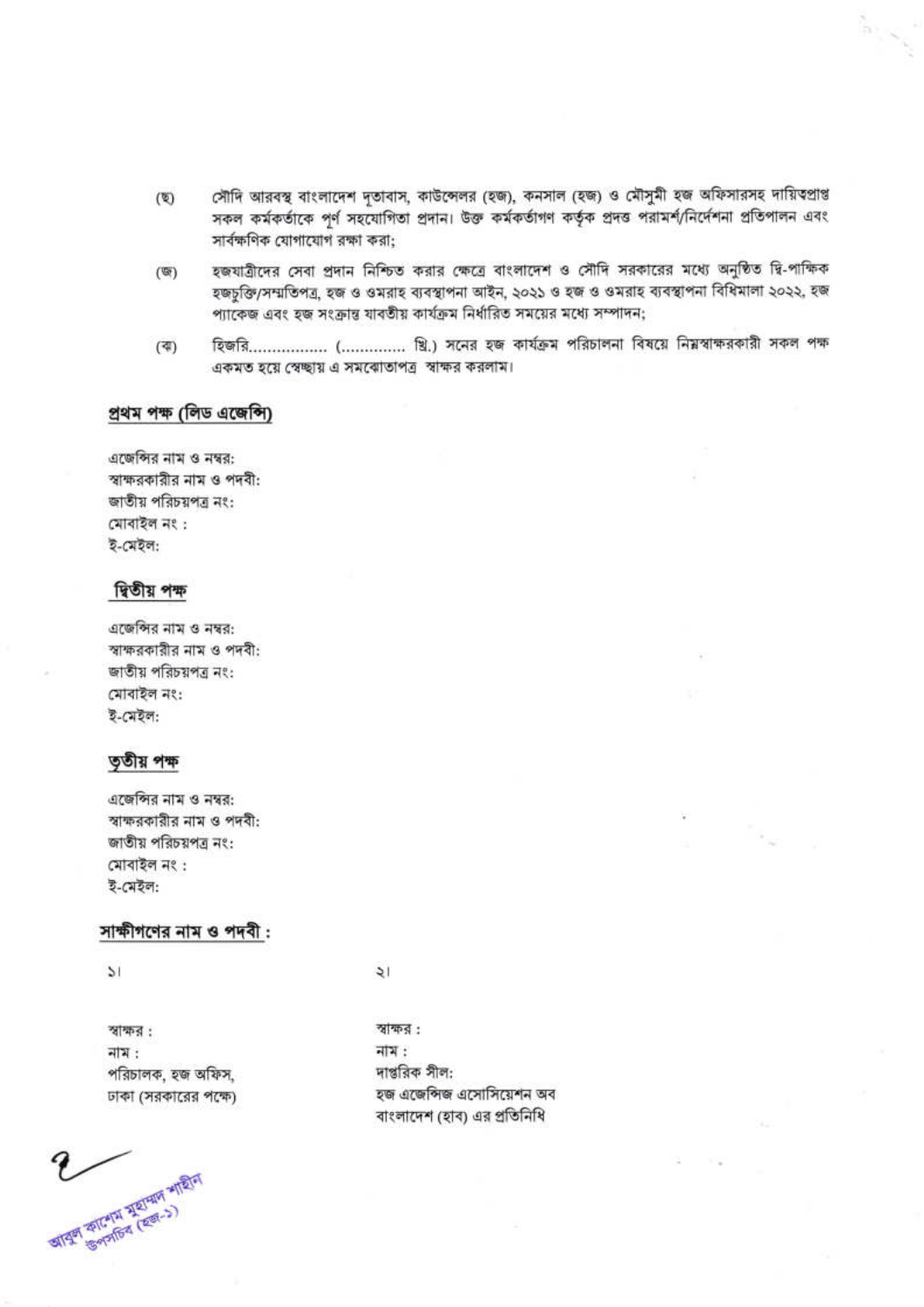(ছ) সৌদি আরবস্থ বাংলাদেশ দূতাবাস, কাউন্সেলর (হজ), কনসাল (হজ) ও মৌসুমী হজ অফিসারসহ দায়িত্বপ্রাপ্ত সকল কর্মকর্তাকে পূর্ণ সহযোগিতা প্রদান। উক্ত কর্মকর্তাগণ কর্তৃক প্রদত্ত পরামর্শ/নির্দেশনা প্রতিপালন এবং সার্বক্ষণিক যোগাযোগ রক্ষা করা;

(জ) হজযাত্রীদের সেবা প্রদান নিশ্চিত করার ক্ষেত্রে বাংলাদেশ ও সৌদি সরকারের মধ্যে অনুষ্ঠিত দ্বি-পাক্ষিক হজচুক্তি/সম্মতিপত্র, হজ ও ওমরাহ ব্যবস্থাপনা আইন, ২০২১ ও হজ ও ওমরাহ ব্যবস্থাপনা বিধিমালা ২০২২, হজ প্যাকেজ এবং হজ সংক্রান্ত যাবতীয় কার্যক্রম নির্ধারিত সময়ের মধ্যে সম্পাদন;

(ঝ) হিজরি................ (............ খ্রি.) সনের হজ কার্যক্রম পরিচালনা বিষয়ে নিম্নস্বাক্ষরকারী সকল পক্ষ একমত হয়ে স্বেচ্ছায় এ সমঝোতাপত্র স্বাক্ষর করলাম।

## প্রথম পক্ষ (লিড এজেন্সি)

এজেন্সির নাম ও নম্বর:
স্বাক্ষরকারীর নাম ও পদবী:
জাতীয় পরিচয়পত্র নং:
মোবাইল নং :
ই-মেইল:

## দ্বিতীয় পক্ষ

এজেন্সির নাম ও নম্বর:
স্বাক্ষরকারীর নাম ও পদবী:
জাতীয় পরিচয়পত্র নং:
মোবাইল নং:
ই-মেইল:

## তৃতীয় পক্ষ

এজেন্সির নাম ও নম্বর:
স্বাক্ষরকারীর নাম ও পদবী:
জাতীয় পরিচয়পত্র নং:
মোবাইল নং :
ই-মেইল:

## সাক্ষীগণের নাম ও পদবী :

১।

স্বাক্ষর :
নাম :
পরিচালক, হজ অফিস,
ঢাকা (সরকারের পক্ষে)

২।

স্বাক্ষর :
নাম :
দাপ্তরিক সীল:
হজ এজেন্সিজ এসোসিয়েশন অব বাংলাদেশ (হাব) এর প্রতিনিধি

আবুল কাশেম মুহাম্মদ শাহীন
উপসচিব (হজ-১)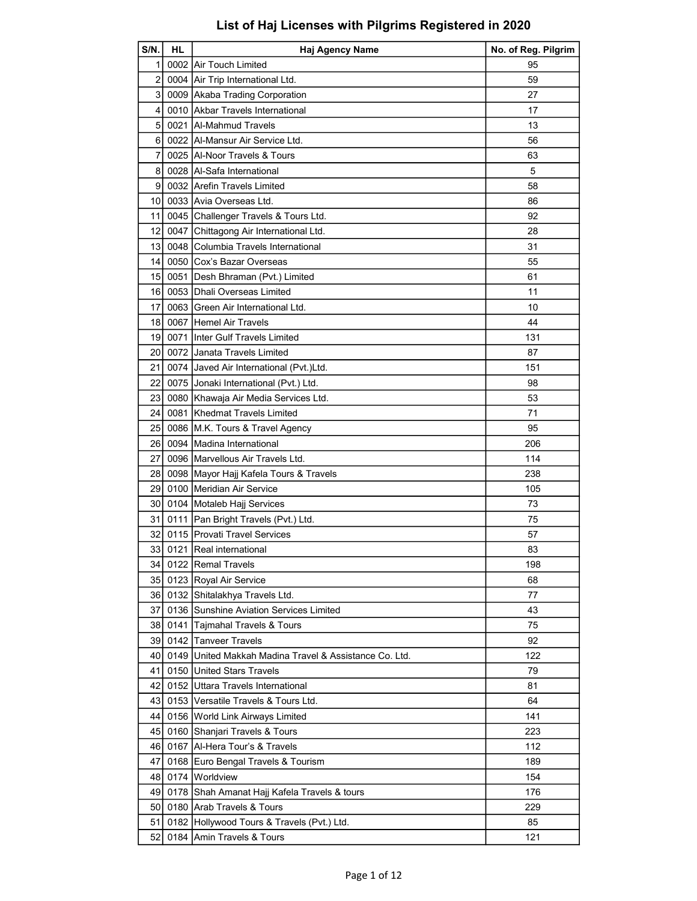# List of Haj Licenses with Pilgrims Registered in 2020

| S/N. | HL | Haj Agency Name | No. of Reg. Pilgrim |
|---|---|---|---|
| 1 | 0002 | Air Touch Limited | 95 |
| 2 | 0004 | Air Trip International Ltd. | 59 |
| 3 | 0009 | Akaba Trading Corporation | 27 |
| 4 | 0010 | Akbar Travels International | 17 |
| 5 | 0021 | Al-Mahmud Travels | 13 |
| 6 | 0022 | Al-Mansur Air Service Ltd. | 56 |
| 7 | 0025 | Al-Noor Travels & Tours | 63 |
| 8 | 0028 | Al-Safa International | 5 |
| 9 | 0032 | Arefin Travels Limited | 58 |
| 10 | 0033 | Avia Overseas Ltd. | 86 |
| 11 | 0045 | Challenger Travels & Tours Ltd. | 92 |
| 12 | 0047 | Chittagong Air International Ltd. | 28 |
| 13 | 0048 | Columbia Travels International | 31 |
| 14 | 0050 | Cox's Bazar Overseas | 55 |
| 15 | 0051 | Desh Bhraman (Pvt.) Limited | 61 |
| 16 | 0053 | Dhali Overseas Limited | 11 |
| 17 | 0063 | Green Air International Ltd. | 10 |
| 18 | 0067 | Hemel Air Travels | 44 |
| 19 | 0071 | Inter Gulf Travels Limited | 131 |
| 20 | 0072 | Janata Travels Limited | 87 |
| 21 | 0074 | Javed Air International (Pvt.)Ltd. | 151 |
| 22 | 0075 | Jonaki International (Pvt.) Ltd. | 98 |
| 23 | 0080 | Khawaja Air Media Services Ltd. | 53 |
| 24 | 0081 | Khedmat Travels Limited | 71 |
| 25 | 0086 | M.K. Tours & Travel Agency | 95 |
| 26 | 0094 | Madina International | 206 |
| 27 | 0096 | Marvellous Air Travels Ltd. | 114 |
| 28 | 0098 | Mayor Hajj Kafela Tours & Travels | 238 |
| 29 | 0100 | Meridian Air Service | 105 |
| 30 | 0104 | Motaleb Hajj Services | 73 |
| 31 | 0111 | Pan Bright Travels (Pvt.) Ltd. | 75 |
| 32 | 0115 | Provati Travel Services | 57 |
| 33 | 0121 | Real international | 83 |
| 34 | 0122 | Remal Travels | 198 |
| 35 | 0123 | Royal Air Service | 68 |
| 36 | 0132 | Shitalakhya Travels Ltd. | 77 |
| 37 | 0136 | Sunshine Aviation Services Limited | 43 |
| 38 | 0141 | Tajmahal Travels & Tours | 75 |
| 39 | 0142 | Tanveer Travels | 92 |
| 40 | 0149 | United Makkah Madina Travel & Assistance Co. Ltd. | 122 |
| 41 | 0150 | United Stars Travels | 79 |
| 42 | 0152 | Uttara Travels International | 81 |
| 43 | 0153 | Versatile Travels & Tours Ltd. | 64 |
| 44 | 0156 | World Link Airways Limited | 141 |
| 45 | 0160 | Shanjari Travels & Tours | 223 |
| 46 | 0167 | Al-Hera Tour's & Travels | 112 |
| 47 | 0168 | Euro Bengal Travels & Tourism | 189 |
| 48 | 0174 | Worldview | 154 |
| 49 | 0178 | Shah Amanat Hajj Kafela Travels & tours | 176 |
| 50 | 0180 | Arab Travels & Tours | 229 |
| 51 | 0182 | Hollywood Tours & Travels (Pvt.) Ltd. | 85 |
| 52 | 0184 | Amin Travels & Tours | 121 |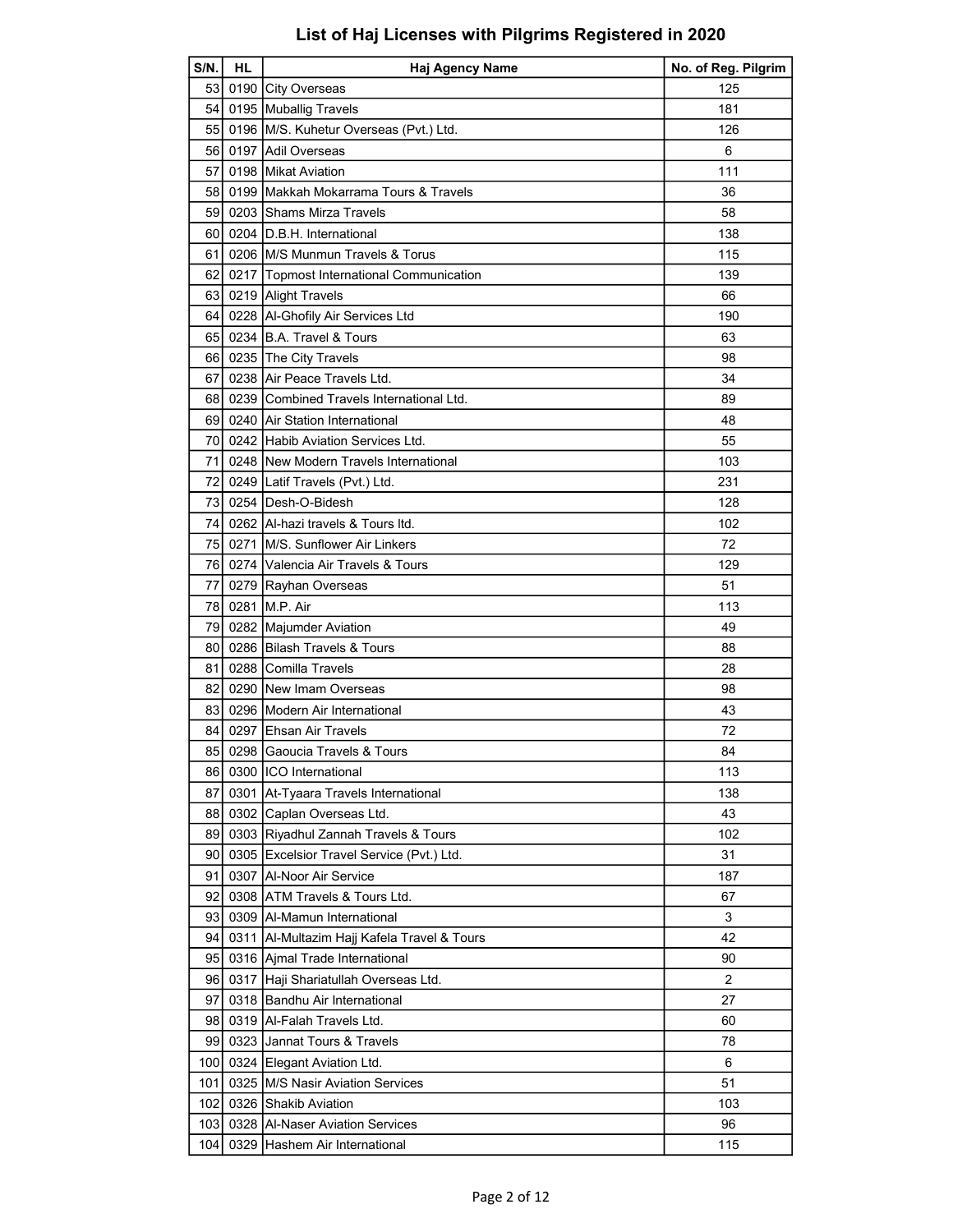# List of Haj Licenses with Pilgrims Registered in 2020

| S/N. | HL | Haj Agency Name | No. of Reg. Pilgrim |
|---|---|---|---|
| 53 | 0190 | City Overseas | 125 |
| 54 | 0195 | Muballig Travels | 181 |
| 55 | 0196 | M/S. Kuhetur Overseas (Pvt.) Ltd. | 126 |
| 56 | 0197 | Adil Overseas | 6 |
| 57 | 0198 | Mikat Aviation | 111 |
| 58 | 0199 | Makkah Mokarrama Tours & Travels | 36 |
| 59 | 0203 | Shams Mirza Travels | 58 |
| 60 | 0204 | D.B.H. International | 138 |
| 61 | 0206 | M/S Munmun Travels & Torus | 115 |
| 62 | 0217 | Topmost International Communication | 139 |
| 63 | 0219 | Alight Travels | 66 |
| 64 | 0228 | Al-Ghofily Air Services Ltd | 190 |
| 65 | 0234 | B.A. Travel & Tours | 63 |
| 66 | 0235 | The City Travels | 98 |
| 67 | 0238 | Air Peace Travels Ltd. | 34 |
| 68 | 0239 | Combined Travels International Ltd. | 89 |
| 69 | 0240 | Air Station International | 48 |
| 70 | 0242 | Habib Aviation Services Ltd. | 55 |
| 71 | 0248 | New Modern Travels International | 103 |
| 72 | 0249 | Latif Travels (Pvt.) Ltd. | 231 |
| 73 | 0254 | Desh-O-Bidesh | 128 |
| 74 | 0262 | Al-hazi travels & Tours ltd. | 102 |
| 75 | 0271 | M/S. Sunflower Air Linkers | 72 |
| 76 | 0274 | Valencia Air Travels & Tours | 129 |
| 77 | 0279 | Rayhan Overseas | 51 |
| 78 | 0281 | M.P. Air | 113 |
| 79 | 0282 | Majumder Aviation | 49 |
| 80 | 0286 | Bilash Travels & Tours | 88 |
| 81 | 0288 | Comilla Travels | 28 |
| 82 | 0290 | New Imam Overseas | 98 |
| 83 | 0296 | Modern Air International | 43 |
| 84 | 0297 | Ehsan Air Travels | 72 |
| 85 | 0298 | Gaoucia Travels & Tours | 84 |
| 86 | 0300 | ICO International | 113 |
| 87 | 0301 | At-Tyaara Travels International | 138 |
| 88 | 0302 | Caplan Overseas Ltd. | 43 |
| 89 | 0303 | Riyadhul Zannah Travels & Tours | 102 |
| 90 | 0305 | Excelsior Travel Service (Pvt.) Ltd. | 31 |
| 91 | 0307 | Al-Noor Air Service | 187 |
| 92 | 0308 | ATM Travels & Tours Ltd. | 67 |
| 93 | 0309 | Al-Mamun International | 3 |
| 94 | 0311 | Al-Multazim Hajj Kafela Travel & Tours | 42 |
| 95 | 0316 | Ajmal Trade International | 90 |
| 96 | 0317 | Haji Shariatullah Overseas Ltd. | 2 |
| 97 | 0318 | Bandhu Air International | 27 |
| 98 | 0319 | Al-Falah Travels Ltd. | 60 |
| 99 | 0323 | Jannat Tours & Travels | 78 |
| 100 | 0324 | Elegant Aviation Ltd. | 6 |
| 101 | 0325 | M/S Nasir Aviation Services | 51 |
| 102 | 0326 | Shakib Aviation | 103 |
| 103 | 0328 | Al-Naser Aviation Services | 96 |
| 104 | 0329 | Hashem Air International | 115 |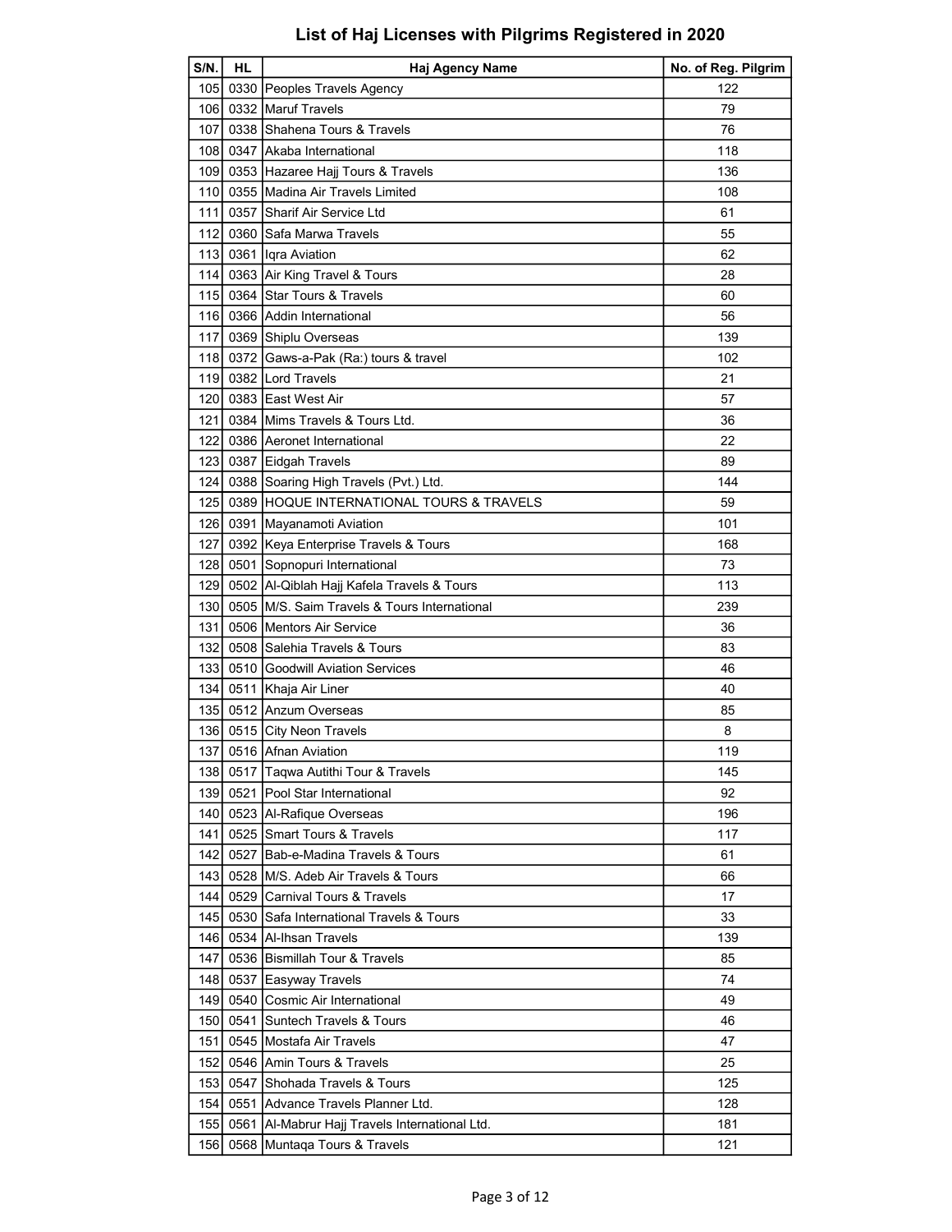# List of Haj Licenses with Pilgrims Registered in 2020

| S/N. | HL | Haj Agency Name | No. of Reg. Pilgrim |
|---|---|---|---|
| 105 | 0330 | Peoples Travels Agency | 122 |
| 106 | 0332 | Maruf Travels | 79 |
| 107 | 0338 | Shahena Tours & Travels | 76 |
| 108 | 0347 | Akaba International | 118 |
| 109 | 0353 | Hazaree Hajj Tours & Travels | 136 |
| 110 | 0355 | Madina Air Travels Limited | 108 |
| 111 | 0357 | Sharif Air Service Ltd | 61 |
| 112 | 0360 | Safa Marwa Travels | 55 |
| 113 | 0361 | Iqra Aviation | 62 |
| 114 | 0363 | Air King Travel & Tours | 28 |
| 115 | 0364 | Star Tours & Travels | 60 |
| 116 | 0366 | Addin International | 56 |
| 117 | 0369 | Shiplu Overseas | 139 |
| 118 | 0372 | Gaws-a-Pak (Ra:) tours & travel | 102 |
| 119 | 0382 | Lord Travels | 21 |
| 120 | 0383 | East West Air | 57 |
| 121 | 0384 | Mims Travels & Tours Ltd. | 36 |
| 122 | 0386 | Aeronet International | 22 |
| 123 | 0387 | Eidgah Travels | 89 |
| 124 | 0388 | Soaring High Travels (Pvt.) Ltd. | 144 |
| 125 | 0389 | HOQUE INTERNATIONAL TOURS & TRAVELS | 59 |
| 126 | 0391 | Mayanamoti Aviation | 101 |
| 127 | 0392 | Keya Enterprise Travels & Tours | 168 |
| 128 | 0501 | Sopnopuri International | 73 |
| 129 | 0502 | Al-Qiblah Hajj Kafela Travels & Tours | 113 |
| 130 | 0505 | M/S. Saim Travels & Tours International | 239 |
| 131 | 0506 | Mentors Air Service | 36 |
| 132 | 0508 | Salehia Travels & Tours | 83 |
| 133 | 0510 | Goodwill Aviation Services | 46 |
| 134 | 0511 | Khaja Air Liner | 40 |
| 135 | 0512 | Anzum Overseas | 85 |
| 136 | 0515 | City Neon Travels | 8 |
| 137 | 0516 | Afnan Aviation | 119 |
| 138 | 0517 | Taqwa Autithi Tour & Travels | 145 |
| 139 | 0521 | Pool Star International | 92 |
| 140 | 0523 | Al-Rafique Overseas | 196 |
| 141 | 0525 | Smart Tours & Travels | 117 |
| 142 | 0527 | Bab-e-Madina Travels & Tours | 61 |
| 143 | 0528 | M/S. Adeb Air Travels & Tours | 66 |
| 144 | 0529 | Carnival Tours & Travels | 17 |
| 145 | 0530 | Safa International Travels & Tours | 33 |
| 146 | 0534 | Al-Ihsan Travels | 139 |
| 147 | 0536 | Bismillah Tour & Travels | 85 |
| 148 | 0537 | Easyway Travels | 74 |
| 149 | 0540 | Cosmic Air International | 49 |
| 150 | 0541 | Suntech Travels & Tours | 46 |
| 151 | 0545 | Mostafa Air Travels | 47 |
| 152 | 0546 | Amin Tours & Travels | 25 |
| 153 | 0547 | Shohada Travels & Tours | 125 |
| 154 | 0551 | Advance Travels Planner Ltd. | 128 |
| 155 | 0561 | Al-Mabrur Hajj Travels International Ltd. | 181 |
| 156 | 0568 | Muntaqa Tours & Travels | 121 |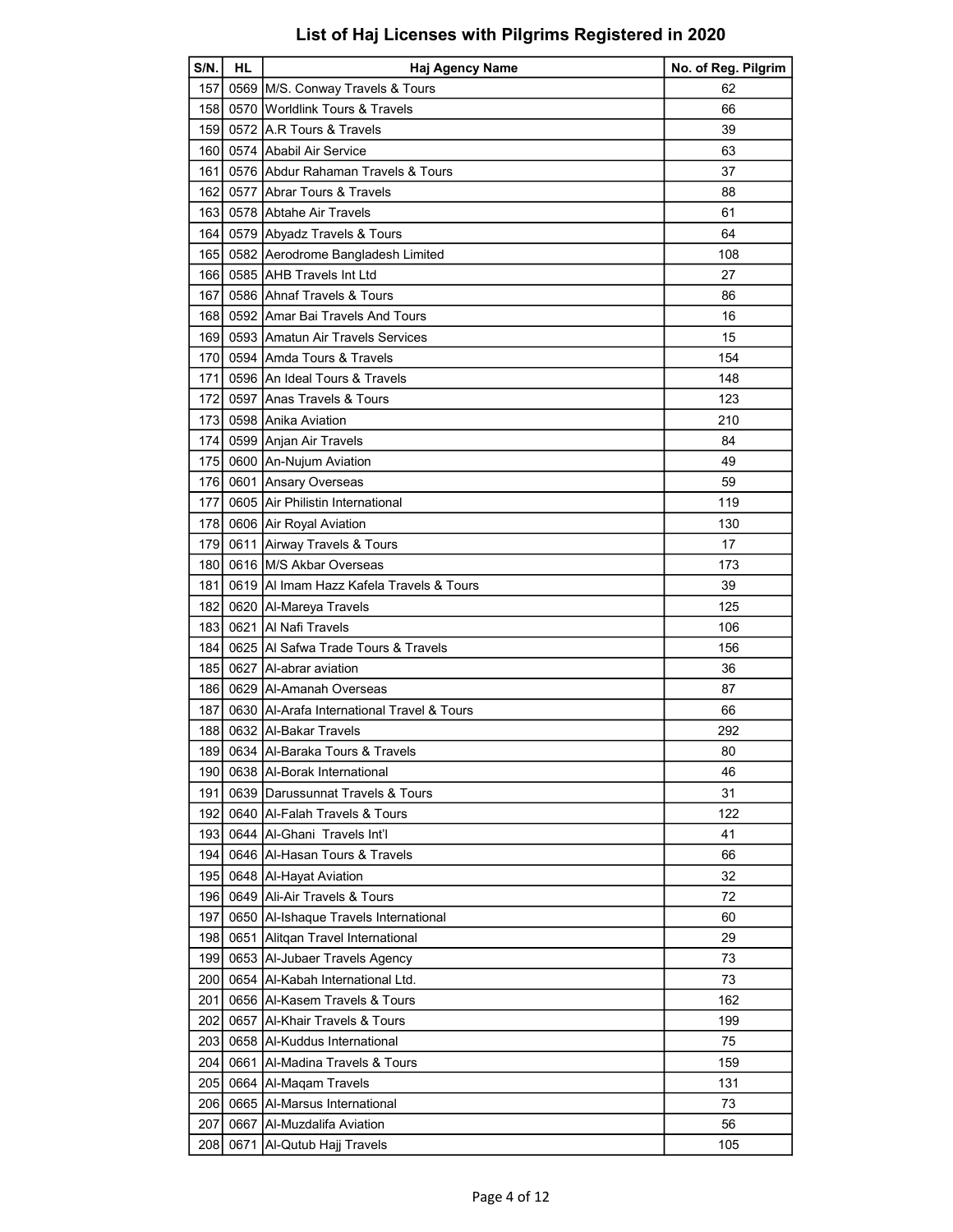# List of Haj Licenses with Pilgrims Registered in 2020

| S/N. | HL | Haj Agency Name | No. of Reg. Pilgrim |
|---|---|---|---|
| 157 | 0569 | M/S. Conway Travels & Tours | 62 |
| 158 | 0570 | Worldlink Tours & Travels | 66 |
| 159 | 0572 | A.R Tours & Travels | 39 |
| 160 | 0574 | Ababil Air Service | 63 |
| 161 | 0576 | Abdur Rahaman Travels & Tours | 37 |
| 162 | 0577 | Abrar Tours & Travels | 88 |
| 163 | 0578 | Abtahe Air Travels | 61 |
| 164 | 0579 | Abyadz Travels & Tours | 64 |
| 165 | 0582 | Aerodrome Bangladesh Limited | 108 |
| 166 | 0585 | AHB Travels Int Ltd | 27 |
| 167 | 0586 | Ahnaf Travels & Tours | 86 |
| 168 | 0592 | Amar Bai Travels And Tours | 16 |
| 169 | 0593 | Amatun Air Travels Services | 15 |
| 170 | 0594 | Amda Tours & Travels | 154 |
| 171 | 0596 | An Ideal Tours & Travels | 148 |
| 172 | 0597 | Anas Travels & Tours | 123 |
| 173 | 0598 | Anika Aviation | 210 |
| 174 | 0599 | Anjan Air Travels | 84 |
| 175 | 0600 | An-Nujum Aviation | 49 |
| 176 | 0601 | Ansary Overseas | 59 |
| 177 | 0605 | Air Philistin International | 119 |
| 178 | 0606 | Air Royal Aviation | 130 |
| 179 | 0611 | Airway Travels & Tours | 17 |
| 180 | 0616 | M/S Akbar Overseas | 173 |
| 181 | 0619 | Al Imam Hazz Kafela Travels & Tours | 39 |
| 182 | 0620 | Al-Mareya Travels | 125 |
| 183 | 0621 | Al Nafi Travels | 106 |
| 184 | 0625 | Al Safwa Trade Tours & Travels | 156 |
| 185 | 0627 | Al-abrar aviation | 36 |
| 186 | 0629 | Al-Amanah Overseas | 87 |
| 187 | 0630 | Al-Arafa International Travel & Tours | 66 |
| 188 | 0632 | Al-Bakar Travels | 292 |
| 189 | 0634 | Al-Baraka Tours & Travels | 80 |
| 190 | 0638 | Al-Borak International | 46 |
| 191 | 0639 | Darussunnat Travels & Tours | 31 |
| 192 | 0640 | Al-Falah Travels & Tours | 122 |
| 193 | 0644 | Al-Ghani Travels Int'l | 41 |
| 194 | 0646 | Al-Hasan Tours & Travels | 66 |
| 195 | 0648 | Al-Hayat Aviation | 32 |
| 196 | 0649 | Ali-Air Travels & Tours | 72 |
| 197 | 0650 | Al-Ishaque Travels International | 60 |
| 198 | 0651 | Alitqan Travel International | 29 |
| 199 | 0653 | Al-Jubaer Travels Agency | 73 |
| 200 | 0654 | Al-Kabah International Ltd. | 73 |
| 201 | 0656 | Al-Kasem Travels & Tours | 162 |
| 202 | 0657 | Al-Khair Travels & Tours | 199 |
| 203 | 0658 | Al-Kuddus International | 75 |
| 204 | 0661 | Al-Madina Travels & Tours | 159 |
| 205 | 0664 | Al-Maqam Travels | 131 |
| 206 | 0665 | Al-Marsus International | 73 |
| 207 | 0667 | Al-Muzdalifa Aviation | 56 |
| 208 | 0671 | Al-Qutub Hajj Travels | 105 |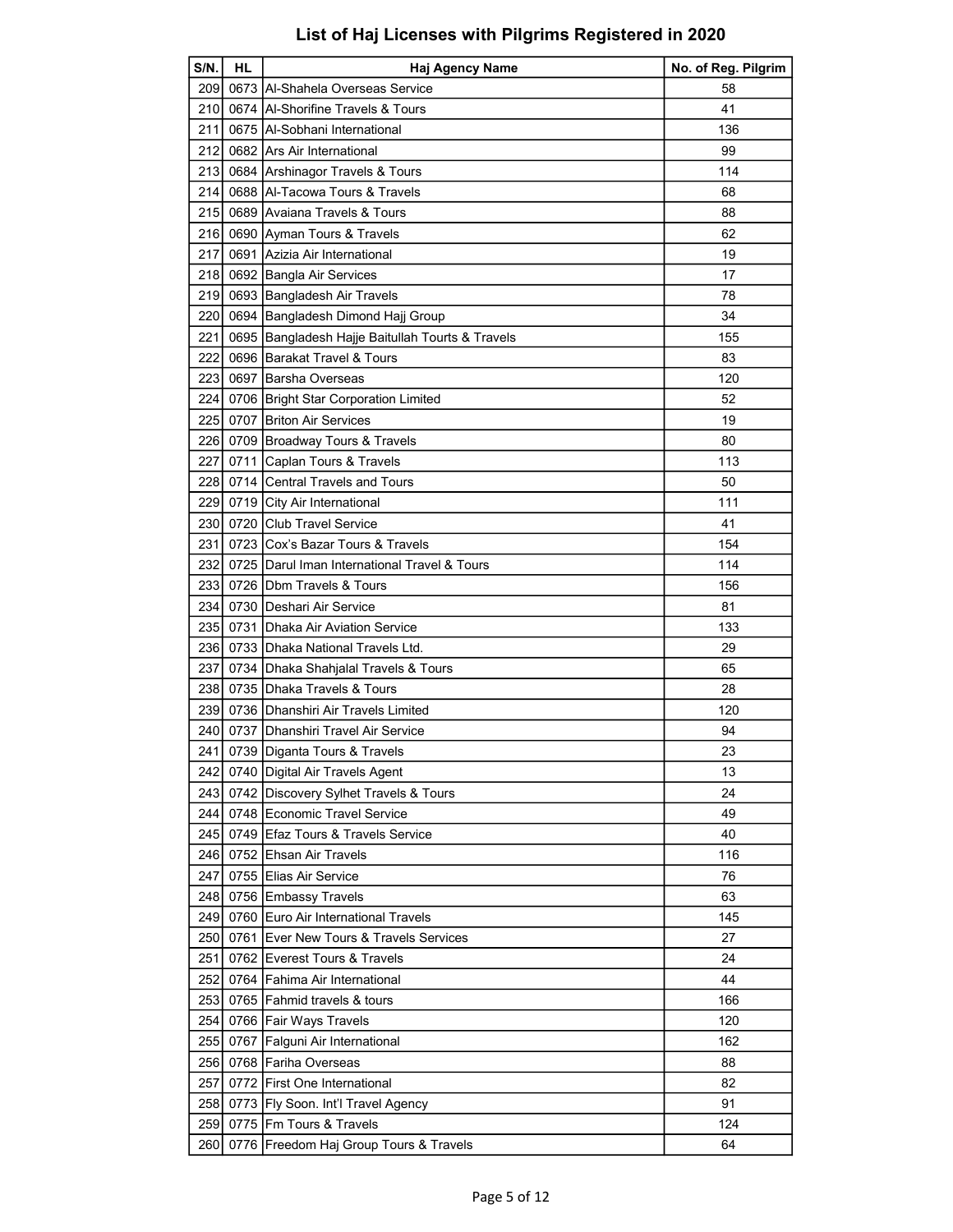# List of Haj Licenses with Pilgrims Registered in 2020

| S/N. | HL | Haj Agency Name | No. of Reg. Pilgrim |
|---|---|---|---|
| 209 | 0673 | Al-Shahela Overseas Service | 58 |
| 210 | 0674 | Al-Shorifine Travels & Tours | 41 |
| 211 | 0675 | Al-Sobhani International | 136 |
| 212 | 0682 | Ars Air International | 99 |
| 213 | 0684 | Arshinagor Travels & Tours | 114 |
| 214 | 0688 | Al-Tacowa Tours & Travels | 68 |
| 215 | 0689 | Avaiana Travels & Tours | 88 |
| 216 | 0690 | Ayman Tours & Travels | 62 |
| 217 | 0691 | Azizia Air International | 19 |
| 218 | 0692 | Bangla Air Services | 17 |
| 219 | 0693 | Bangladesh Air Travels | 78 |
| 220 | 0694 | Bangladesh Dimond Hajj Group | 34 |
| 221 | 0695 | Bangladesh Hajje Baitullah Tourts & Travels | 155 |
| 222 | 0696 | Barakat Travel & Tours | 83 |
| 223 | 0697 | Barsha Overseas | 120 |
| 224 | 0706 | Bright Star Corporation Limited | 52 |
| 225 | 0707 | Briton Air Services | 19 |
| 226 | 0709 | Broadway Tours & Travels | 80 |
| 227 | 0711 | Caplan Tours & Travels | 113 |
| 228 | 0714 | Central Travels and Tours | 50 |
| 229 | 0719 | City Air International | 111 |
| 230 | 0720 | Club Travel Service | 41 |
| 231 | 0723 | Cox's Bazar Tours & Travels | 154 |
| 232 | 0725 | Darul Iman International Travel & Tours | 114 |
| 233 | 0726 | Dbm Travels & Tours | 156 |
| 234 | 0730 | Deshari Air Service | 81 |
| 235 | 0731 | Dhaka Air Aviation Service | 133 |
| 236 | 0733 | Dhaka National Travels Ltd. | 29 |
| 237 | 0734 | Dhaka Shahjalal Travels & Tours | 65 |
| 238 | 0735 | Dhaka Travels & Tours | 28 |
| 239 | 0736 | Dhanshiri Air Travels Limited | 120 |
| 240 | 0737 | Dhanshiri Travel Air Service | 94 |
| 241 | 0739 | Diganta Tours & Travels | 23 |
| 242 | 0740 | Digital Air Travels Agent | 13 |
| 243 | 0742 | Discovery Sylhet Travels & Tours | 24 |
| 244 | 0748 | Economic Travel Service | 49 |
| 245 | 0749 | Efaz Tours & Travels Service | 40 |
| 246 | 0752 | Ehsan Air Travels | 116 |
| 247 | 0755 | Elias Air Service | 76 |
| 248 | 0756 | Embassy Travels | 63 |
| 249 | 0760 | Euro Air International Travels | 145 |
| 250 | 0761 | Ever New Tours & Travels Services | 27 |
| 251 | 0762 | Everest Tours & Travels | 24 |
| 252 | 0764 | Fahima Air International | 44 |
| 253 | 0765 | Fahmid travels & tours | 166 |
| 254 | 0766 | Fair Ways Travels | 120 |
| 255 | 0767 | Falguni Air International | 162 |
| 256 | 0768 | Fariha Overseas | 88 |
| 257 | 0772 | First One International | 82 |
| 258 | 0773 | Fly Soon. Int'l Travel Agency | 91 |
| 259 | 0775 | Fm Tours & Travels | 124 |
| 260 | 0776 | Freedom Haj Group Tours & Travels | 64 |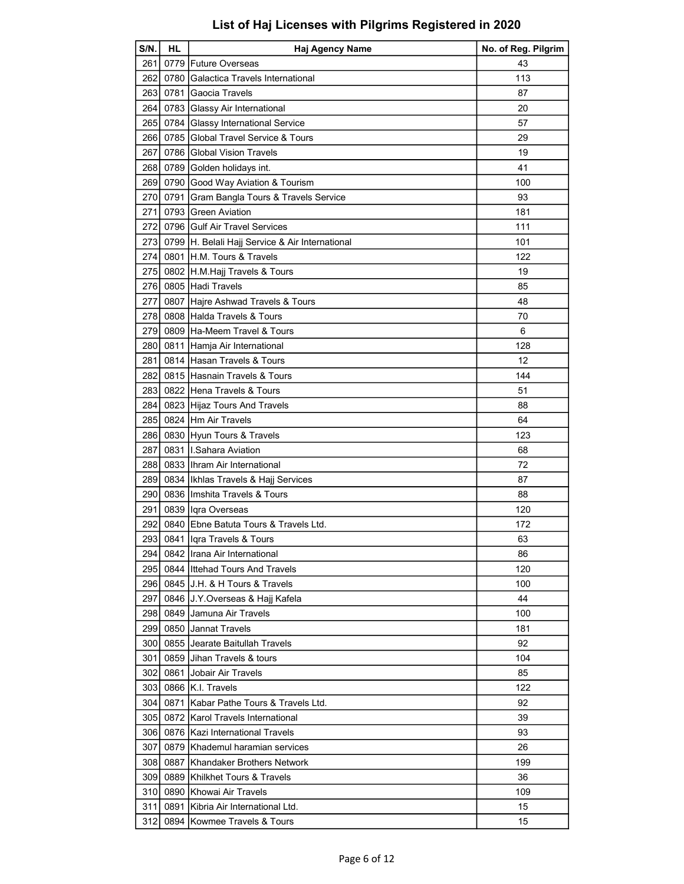# List of Haj Licenses with Pilgrims Registered in 2020

| S/N. | HL | Haj Agency Name | No. of Reg. Pilgrim |
|---|---|---|---|
| 261 | 0779 | Future Overseas | 43 |
| 262 | 0780 | Galactica Travels International | 113 |
| 263 | 0781 | Gaocia Travels | 87 |
| 264 | 0783 | Glassy Air International | 20 |
| 265 | 0784 | Glassy International Service | 57 |
| 266 | 0785 | Global Travel Service & Tours | 29 |
| 267 | 0786 | Global Vision Travels | 19 |
| 268 | 0789 | Golden holidays int. | 41 |
| 269 | 0790 | Good Way Aviation & Tourism | 100 |
| 270 | 0791 | Gram Bangla Tours & Travels Service | 93 |
| 271 | 0793 | Green Aviation | 181 |
| 272 | 0796 | Gulf Air Travel Services | 111 |
| 273 | 0799 | H. Belali Hajj Service & Air International | 101 |
| 274 | 0801 | H.M. Tours & Travels | 122 |
| 275 | 0802 | H.M.Hajj Travels & Tours | 19 |
| 276 | 0805 | Hadi Travels | 85 |
| 277 | 0807 | Hajre Ashwad Travels & Tours | 48 |
| 278 | 0808 | Halda Travels & Tours | 70 |
| 279 | 0809 | Ha-Meem Travel & Tours | 6 |
| 280 | 0811 | Hamja Air International | 128 |
| 281 | 0814 | Hasan Travels & Tours | 12 |
| 282 | 0815 | Hasnain Travels & Tours | 144 |
| 283 | 0822 | Hena Travels & Tours | 51 |
| 284 | 0823 | Hijaz Tours And Travels | 88 |
| 285 | 0824 | Hm Air Travels | 64 |
| 286 | 0830 | Hyun Tours & Travels | 123 |
| 287 | 0831 | I.Sahara Aviation | 68 |
| 288 | 0833 | Ihram Air International | 72 |
| 289 | 0834 | Ikhlas Travels & Hajj Services | 87 |
| 290 | 0836 | Imshita Travels & Tours | 88 |
| 291 | 0839 | Iqra Overseas | 120 |
| 292 | 0840 | Ebne Batuta Tours & Travels Ltd. | 172 |
| 293 | 0841 | Iqra Travels & Tours | 63 |
| 294 | 0842 | Irana Air International | 86 |
| 295 | 0844 | Ittehad Tours And Travels | 120 |
| 296 | 0845 | J.H. & H Tours & Travels | 100 |
| 297 | 0846 | J.Y.Overseas & Hajj Kafela | 44 |
| 298 | 0849 | Jamuna Air Travels | 100 |
| 299 | 0850 | Jannat Travels | 181 |
| 300 | 0855 | Jearate Baitullah Travels | 92 |
| 301 | 0859 | Jihan Travels & tours | 104 |
| 302 | 0861 | Jobair Air Travels | 85 |
| 303 | 0866 | K.I. Travels | 122 |
| 304 | 0871 | Kabar Pathe Tours & Travels Ltd. | 92 |
| 305 | 0872 | Karol Travels International | 39 |
| 306 | 0876 | Kazi International Travels | 93 |
| 307 | 0879 | Khademul haramian services | 26 |
| 308 | 0887 | Khandaker Brothers Network | 199 |
| 309 | 0889 | Khilkhet Tours & Travels | 36 |
| 310 | 0890 | Khowai Air Travels | 109 |
| 311 | 0891 | Kibria Air International Ltd. | 15 |
| 312 | 0894 | Kowmee Travels & Tours | 15 |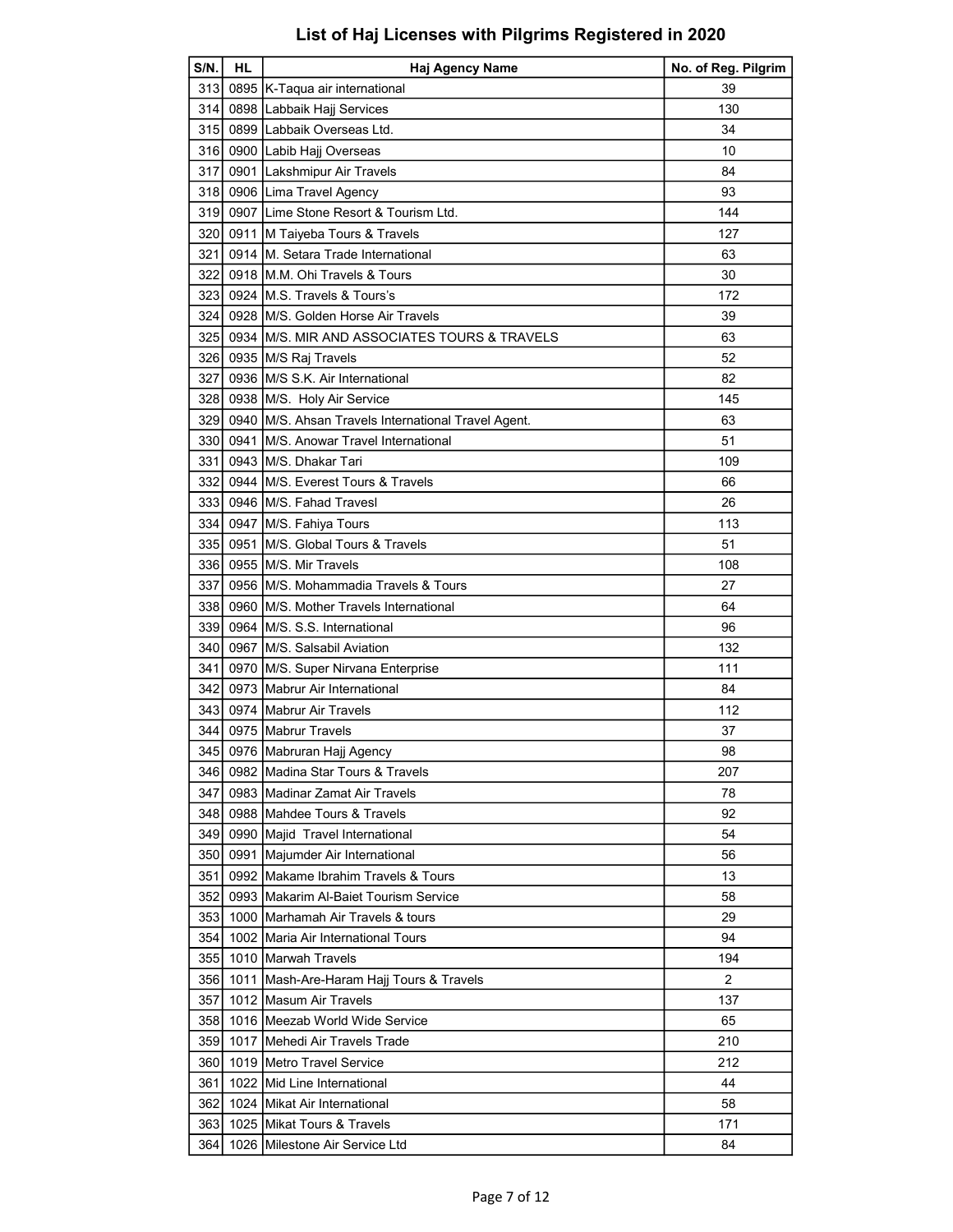## List of Haj Licenses with Pilgrims Registered in 2020

| S/N. | HL | Haj Agency Name | No. of Reg. Pilgrim |
|---|---|---|---|
| 313 | 0895 | K-Taqua air international | 39 |
| 314 | 0898 | Labbaik Hajj Services | 130 |
| 315 | 0899 | Labbaik Overseas Ltd. | 34 |
| 316 | 0900 | Labib Hajj Overseas | 10 |
| 317 | 0901 | Lakshmipur Air Travels | 84 |
| 318 | 0906 | Lima Travel Agency | 93 |
| 319 | 0907 | Lime Stone Resort & Tourism Ltd. | 144 |
| 320 | 0911 | M Taiyeba Tours & Travels | 127 |
| 321 | 0914 | M. Setara Trade International | 63 |
| 322 | 0918 | M.M. Ohi Travels & Tours | 30 |
| 323 | 0924 | M.S. Travels & Tours's | 172 |
| 324 | 0928 | M/S. Golden Horse Air Travels | 39 |
| 325 | 0934 | M/S. MIR AND ASSOCIATES TOURS & TRAVELS | 63 |
| 326 | 0935 | M/S Raj Travels | 52 |
| 327 | 0936 | M/S S.K. Air International | 82 |
| 328 | 0938 | M/S. Holy Air Service | 145 |
| 329 | 0940 | M/S. Ahsan Travels International Travel Agent. | 63 |
| 330 | 0941 | M/S. Anowar Travel International | 51 |
| 331 | 0943 | M/S. Dhakar Tari | 109 |
| 332 | 0944 | M/S. Everest Tours & Travels | 66 |
| 333 | 0946 | M/S. Fahad Travesl | 26 |
| 334 | 0947 | M/S. Fahiya Tours | 113 |
| 335 | 0951 | M/S. Global Tours & Travels | 51 |
| 336 | 0955 | M/S. Mir Travels | 108 |
| 337 | 0956 | M/S. Mohammadia Travels & Tours | 27 |
| 338 | 0960 | M/S. Mother Travels International | 64 |
| 339 | 0964 | M/S. S.S. International | 96 |
| 340 | 0967 | M/S. Salsabil Aviation | 132 |
| 341 | 0970 | M/S. Super Nirvana Enterprise | 111 |
| 342 | 0973 | Mabrur Air International | 84 |
| 343 | 0974 | Mabrur Air Travels | 112 |
| 344 | 0975 | Mabrur Travels | 37 |
| 345 | 0976 | Mabruran Hajj Agency | 98 |
| 346 | 0982 | Madina Star Tours & Travels | 207 |
| 347 | 0983 | Madinar Zamat Air Travels | 78 |
| 348 | 0988 | Mahdee Tours & Travels | 92 |
| 349 | 0990 | Majid Travel International | 54 |
| 350 | 0991 | Majumder Air International | 56 |
| 351 | 0992 | Makame Ibrahim Travels & Tours | 13 |
| 352 | 0993 | Makarim Al-Baiet Tourism Service | 58 |
| 353 | 1000 | Marhamah Air Travels & tours | 29 |
| 354 | 1002 | Maria Air International Tours | 94 |
| 355 | 1010 | Marwah Travels | 194 |
| 356 | 1011 | Mash-Are-Haram Hajj Tours & Travels | 2 |
| 357 | 1012 | Masum Air Travels | 137 |
| 358 | 1016 | Meezab World Wide Service | 65 |
| 359 | 1017 | Mehedi Air Travels Trade | 210 |
| 360 | 1019 | Metro Travel Service | 212 |
| 361 | 1022 | Mid Line International | 44 |
| 362 | 1024 | Mikat Air International | 58 |
| 363 | 1025 | Mikat Tours & Travels | 171 |
| 364 | 1026 | Milestone Air Service Ltd | 84 |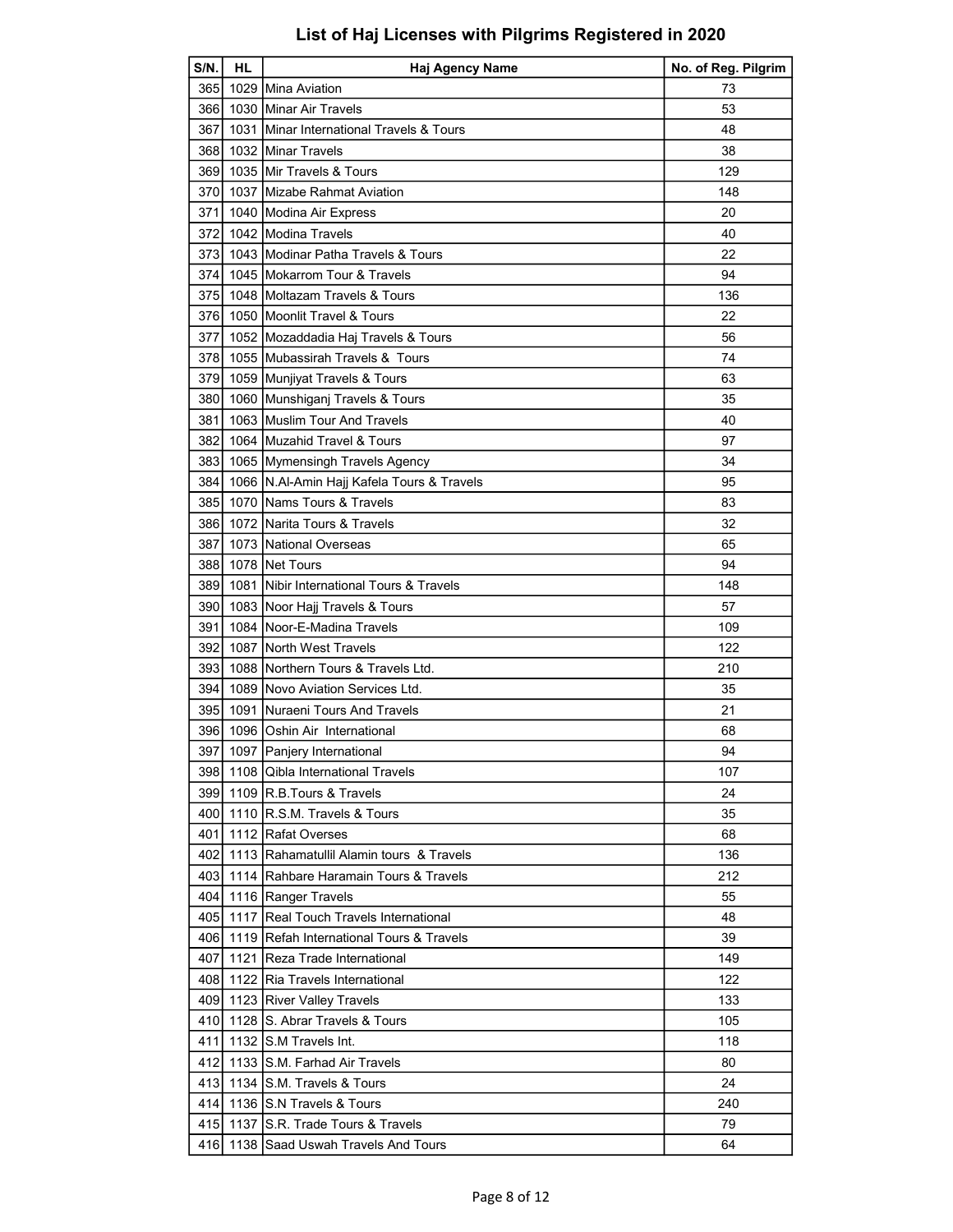# List of Haj Licenses with Pilgrims Registered in 2020

| S/N. | HL | Haj Agency Name | No. of Reg. Pilgrim |
|---|---|---|---|
| 365 | 1029 | Mina Aviation | 73 |
| 366 | 1030 | Minar Air Travels | 53 |
| 367 | 1031 | Minar International Travels & Tours | 48 |
| 368 | 1032 | Minar Travels | 38 |
| 369 | 1035 | Mir Travels & Tours | 129 |
| 370 | 1037 | Mizabe Rahmat Aviation | 148 |
| 371 | 1040 | Modina Air Express | 20 |
| 372 | 1042 | Modina Travels | 40 |
| 373 | 1043 | Modinar Patha Travels & Tours | 22 |
| 374 | 1045 | Mokarrom Tour & Travels | 94 |
| 375 | 1048 | Moltazam Travels & Tours | 136 |
| 376 | 1050 | Moonlit Travel & Tours | 22 |
| 377 | 1052 | Mozaddadia Haj Travels & Tours | 56 |
| 378 | 1055 | Mubassirah Travels & Tours | 74 |
| 379 | 1059 | Munjiyat Travels & Tours | 63 |
| 380 | 1060 | Munshiganj Travels & Tours | 35 |
| 381 | 1063 | Muslim Tour And Travels | 40 |
| 382 | 1064 | Muzahid Travel & Tours | 97 |
| 383 | 1065 | Mymensingh Travels Agency | 34 |
| 384 | 1066 | N.Al-Amin Hajj Kafela Tours & Travels | 95 |
| 385 | 1070 | Nams Tours & Travels | 83 |
| 386 | 1072 | Narita Tours & Travels | 32 |
| 387 | 1073 | National Overseas | 65 |
| 388 | 1078 | Net Tours | 94 |
| 389 | 1081 | Nibir International Tours & Travels | 148 |
| 390 | 1083 | Noor Hajj Travels & Tours | 57 |
| 391 | 1084 | Noor-E-Madina Travels | 109 |
| 392 | 1087 | North West Travels | 122 |
| 393 | 1088 | Northern Tours & Travels Ltd. | 210 |
| 394 | 1089 | Novo Aviation Services Ltd. | 35 |
| 395 | 1091 | Nuraeni Tours And Travels | 21 |
| 396 | 1096 | Oshin Air International | 68 |
| 397 | 1097 | Panjery International | 94 |
| 398 | 1108 | Qibla International Travels | 107 |
| 399 | 1109 | R.B.Tours & Travels | 24 |
| 400 | 1110 | R.S.M. Travels & Tours | 35 |
| 401 | 1112 | Rafat Overses | 68 |
| 402 | 1113 | Rahamatullil Alamin tours & Travels | 136 |
| 403 | 1114 | Rahbare Haramain Tours & Travels | 212 |
| 404 | 1116 | Ranger Travels | 55 |
| 405 | 1117 | Real Touch Travels International | 48 |
| 406 | 1119 | Refah International Tours & Travels | 39 |
| 407 | 1121 | Reza Trade International | 149 |
| 408 | 1122 | Ria Travels International | 122 |
| 409 | 1123 | River Valley Travels | 133 |
| 410 | 1128 | S. Abrar Travels & Tours | 105 |
| 411 | 1132 | S.M Travels Int. | 118 |
| 412 | 1133 | S.M. Farhad Air Travels | 80 |
| 413 | 1134 | S.M. Travels & Tours | 24 |
| 414 | 1136 | S.N Travels & Tours | 240 |
| 415 | 1137 | S.R. Trade Tours & Travels | 79 |
| 416 | 1138 | Saad Uswah Travels And Tours | 64 |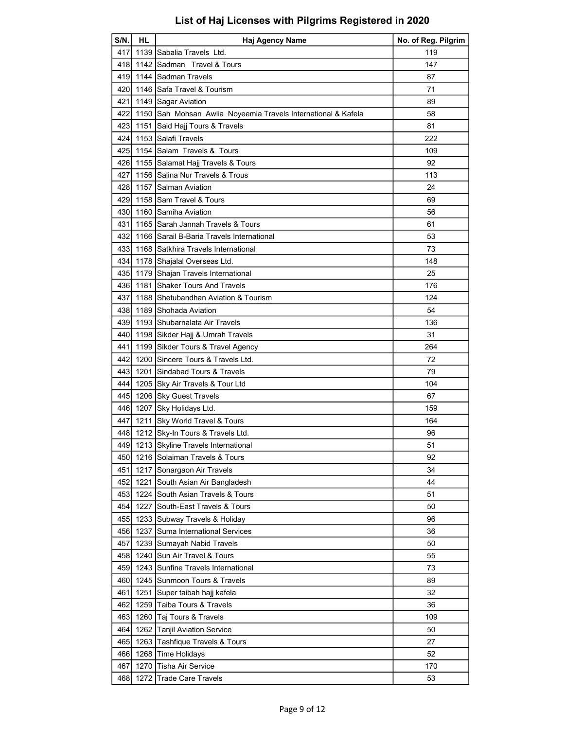# List of Haj Licenses with Pilgrims Registered in 2020

| S/N. | HL | Haj Agency Name | No. of Reg. Pilgrim |
|---|---|---|---|
| 417 | 1139 | Sabalia Travels Ltd. | 119 |
| 418 | 1142 | Sadman Travel & Tours | 147 |
| 419 | 1144 | Sadman Travels | 87 |
| 420 | 1146 | Safa Travel & Tourism | 71 |
| 421 | 1149 | Sagar Aviation | 89 |
| 422 | 1150 | Sah Mohsan Awlia Noyeemia Travels International & Kafela | 58 |
| 423 | 1151 | Said Hajj Tours & Travels | 81 |
| 424 | 1153 | Salafi Travels | 222 |
| 425 | 1154 | Salam Travels & Tours | 109 |
| 426 | 1155 | Salamat Hajj Travels & Tours | 92 |
| 427 | 1156 | Salina Nur Travels & Trous | 113 |
| 428 | 1157 | Salman Aviation | 24 |
| 429 | 1158 | Sam Travel & Tours | 69 |
| 430 | 1160 | Samiha Aviation | 56 |
| 431 | 1165 | Sarah Jannah Travels & Tours | 61 |
| 432 | 1166 | Sarail B-Baria Travels International | 53 |
| 433 | 1168 | Satkhira Travels International | 73 |
| 434 | 1178 | Shajalal Overseas Ltd. | 148 |
| 435 | 1179 | Shajan Travels International | 25 |
| 436 | 1181 | Shaker Tours And Travels | 176 |
| 437 | 1188 | Shetubandhan Aviation & Tourism | 124 |
| 438 | 1189 | Shohada Aviation | 54 |
| 439 | 1193 | Shubarnalata Air Travels | 136 |
| 440 | 1198 | Sikder Hajj & Umrah Travels | 31 |
| 441 | 1199 | Sikder Tours & Travel Agency | 264 |
| 442 | 1200 | Sincere Tours & Travels Ltd. | 72 |
| 443 | 1201 | Sindabad Tours & Travels | 79 |
| 444 | 1205 | Sky Air Travels & Tour Ltd | 104 |
| 445 | 1206 | Sky Guest Travels | 67 |
| 446 | 1207 | Sky Holidays Ltd. | 159 |
| 447 | 1211 | Sky World Travel & Tours | 164 |
| 448 | 1212 | Sky-In Tours & Travels Ltd. | 96 |
| 449 | 1213 | Skyline Travels International | 51 |
| 450 | 1216 | Solaiman Travels & Tours | 92 |
| 451 | 1217 | Sonargaon Air Travels | 34 |
| 452 | 1221 | South Asian Air Bangladesh | 44 |
| 453 | 1224 | South Asian Travels & Tours | 51 |
| 454 | 1227 | South-East Travels & Tours | 50 |
| 455 | 1233 | Subway Travels & Holiday | 96 |
| 456 | 1237 | Suma International Services | 36 |
| 457 | 1239 | Sumayah Nabid Travels | 50 |
| 458 | 1240 | Sun Air Travel & Tours | 55 |
| 459 | 1243 | Sunfine Travels International | 73 |
| 460 | 1245 | Sunmoon Tours & Travels | 89 |
| 461 | 1251 | Super taibah hajj kafela | 32 |
| 462 | 1259 | Taiba Tours & Travels | 36 |
| 463 | 1260 | Taj Tours & Travels | 109 |
| 464 | 1262 | Tanjil Aviation Service | 50 |
| 465 | 1263 | Tashfique Travels & Tours | 27 |
| 466 | 1268 | Time Holidays | 52 |
| 467 | 1270 | Tisha Air Service | 170 |
| 468 | 1272 | Trade Care Travels | 53 |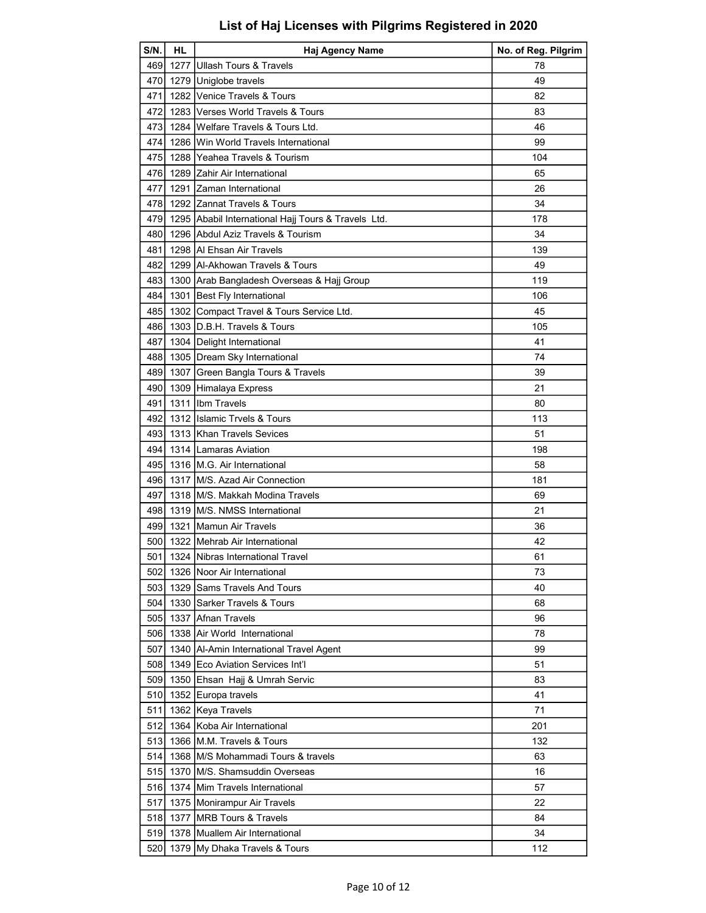# List of Haj Licenses with Pilgrims Registered in 2020

| S/N. | HL | Haj Agency Name | No. of Reg. Pilgrim |
|---|---|---|---|
| 469 | 1277 | Ullash Tours & Travels | 78 |
| 470 | 1279 | Uniglobe travels | 49 |
| 471 | 1282 | Venice Travels & Tours | 82 |
| 472 | 1283 | Verses World Travels & Tours | 83 |
| 473 | 1284 | Welfare Travels & Tours Ltd. | 46 |
| 474 | 1286 | Win World Travels International | 99 |
| 475 | 1288 | Yeahea Travels & Tourism | 104 |
| 476 | 1289 | Zahir Air International | 65 |
| 477 | 1291 | Zaman International | 26 |
| 478 | 1292 | Zannat Travels & Tours | 34 |
| 479 | 1295 | Ababil International Hajj Tours & Travels Ltd. | 178 |
| 480 | 1296 | Abdul Aziz Travels & Tourism | 34 |
| 481 | 1298 | Al Ehsan Air Travels | 139 |
| 482 | 1299 | Al-Akhowan Travels & Tours | 49 |
| 483 | 1300 | Arab Bangladesh Overseas & Hajj Group | 119 |
| 484 | 1301 | Best Fly International | 106 |
| 485 | 1302 | Compact Travel & Tours Service Ltd. | 45 |
| 486 | 1303 | D.B.H. Travels & Tours | 105 |
| 487 | 1304 | Delight International | 41 |
| 488 | 1305 | Dream Sky International | 74 |
| 489 | 1307 | Green Bangla Tours & Travels | 39 |
| 490 | 1309 | Himalaya Express | 21 |
| 491 | 1311 | Ibm Travels | 80 |
| 492 | 1312 | Islamic Trvels & Tours | 113 |
| 493 | 1313 | Khan Travels Sevices | 51 |
| 494 | 1314 | Lamaras Aviation | 198 |
| 495 | 1316 | M.G. Air International | 58 |
| 496 | 1317 | M/S. Azad Air Connection | 181 |
| 497 | 1318 | M/S. Makkah Modina Travels | 69 |
| 498 | 1319 | M/S. NMSS International | 21 |
| 499 | 1321 | Mamun Air Travels | 36 |
| 500 | 1322 | Mehrab Air International | 42 |
| 501 | 1324 | Nibras International Travel | 61 |
| 502 | 1326 | Noor Air International | 73 |
| 503 | 1329 | Sams Travels And Tours | 40 |
| 504 | 1330 | Sarker Travels & Tours | 68 |
| 505 | 1337 | Afnan Travels | 96 |
| 506 | 1338 | Air World International | 78 |
| 507 | 1340 | Al-Amin International Travel Agent | 99 |
| 508 | 1349 | Eco Aviation Services Int'l | 51 |
| 509 | 1350 | Ehsan Hajj & Umrah Servic | 83 |
| 510 | 1352 | Europa travels | 41 |
| 511 | 1362 | Keya Travels | 71 |
| 512 | 1364 | Koba Air International | 201 |
| 513 | 1366 | M.M. Travels & Tours | 132 |
| 514 | 1368 | M/S Mohammadi Tours & travels | 63 |
| 515 | 1370 | M/S. Shamsuddin Overseas | 16 |
| 516 | 1374 | Mim Travels International | 57 |
| 517 | 1375 | Monirampur Air Travels | 22 |
| 518 | 1377 | MRB Tours & Travels | 84 |
| 519 | 1378 | Muallem Air International | 34 |
| 520 | 1379 | My Dhaka Travels & Tours | 112 |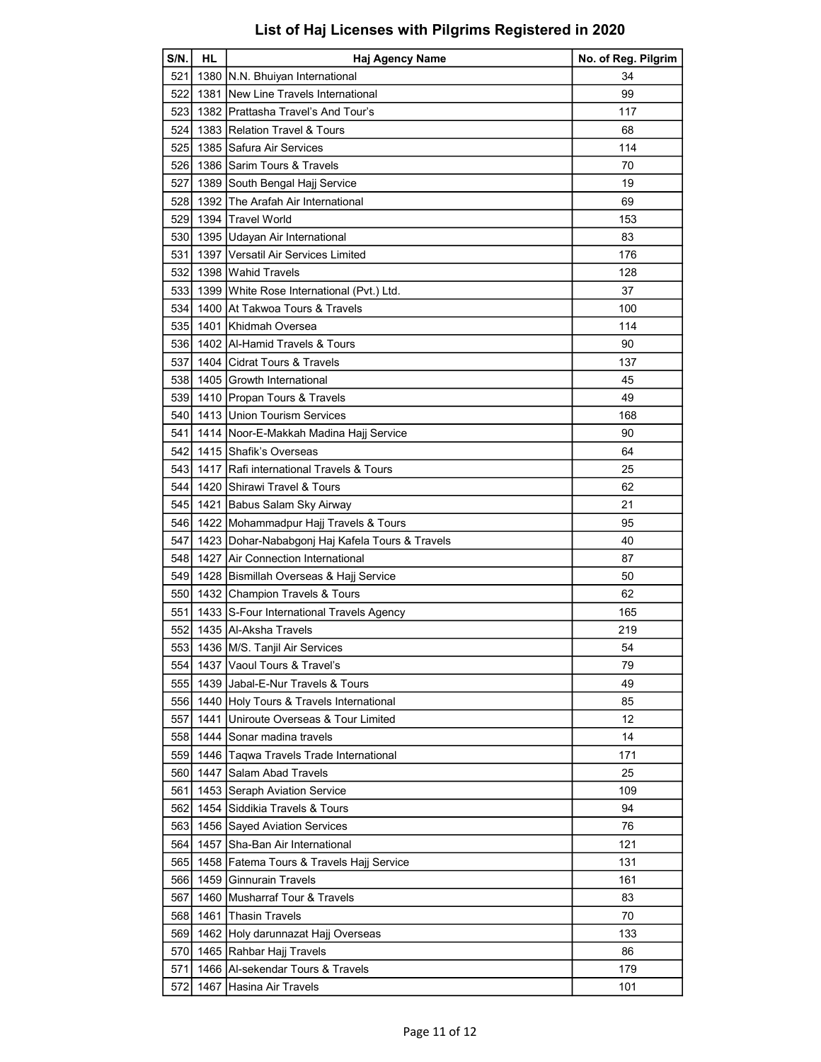# List of Haj Licenses with Pilgrims Registered in 2020

| S/N. | HL | Haj Agency Name | No. of Reg. Pilgrim |
|---|---|---|---|
| 521 | 1380 | N.N. Bhuiyan International | 34 |
| 522 | 1381 | New Line Travels International | 99 |
| 523 | 1382 | Prattasha Travel's And Tour's | 117 |
| 524 | 1383 | Relation Travel & Tours | 68 |
| 525 | 1385 | Safura Air Services | 114 |
| 526 | 1386 | Sarim Tours & Travels | 70 |
| 527 | 1389 | South Bengal Hajj Service | 19 |
| 528 | 1392 | The Arafah Air International | 69 |
| 529 | 1394 | Travel World | 153 |
| 530 | 1395 | Udayan Air International | 83 |
| 531 | 1397 | Versatil Air Services Limited | 176 |
| 532 | 1398 | Wahid Travels | 128 |
| 533 | 1399 | White Rose International (Pvt.) Ltd. | 37 |
| 534 | 1400 | At Takwoa Tours & Travels | 100 |
| 535 | 1401 | Khidmah Oversea | 114 |
| 536 | 1402 | Al-Hamid Travels & Tours | 90 |
| 537 | 1404 | Cidrat Tours & Travels | 137 |
| 538 | 1405 | Growth International | 45 |
| 539 | 1410 | Propan Tours & Travels | 49 |
| 540 | 1413 | Union Tourism Services | 168 |
| 541 | 1414 | Noor-E-Makkah Madina Hajj Service | 90 |
| 542 | 1415 | Shafik's Overseas | 64 |
| 543 | 1417 | Rafi international Travels & Tours | 25 |
| 544 | 1420 | Shirawi Travel & Tours | 62 |
| 545 | 1421 | Babus Salam Sky Airway | 21 |
| 546 | 1422 | Mohammadpur Hajj Travels & Tours | 95 |
| 547 | 1423 | Dohar-Nababgonj Haj Kafela Tours & Travels | 40 |
| 548 | 1427 | Air Connection International | 87 |
| 549 | 1428 | Bismillah Overseas & Hajj Service | 50 |
| 550 | 1432 | Champion Travels & Tours | 62 |
| 551 | 1433 | S-Four International Travels Agency | 165 |
| 552 | 1435 | Al-Aksha Travels | 219 |
| 553 | 1436 | M/S. Tanjil Air Services | 54 |
| 554 | 1437 | Vaoul Tours & Travel's | 79 |
| 555 | 1439 | Jabal-E-Nur Travels & Tours | 49 |
| 556 | 1440 | Holy Tours & Travels International | 85 |
| 557 | 1441 | Uniroute Overseas & Tour Limited | 12 |
| 558 | 1444 | Sonar madina travels | 14 |
| 559 | 1446 | Taqwa Travels Trade International | 171 |
| 560 | 1447 | Salam Abad Travels | 25 |
| 561 | 1453 | Seraph Aviation Service | 109 |
| 562 | 1454 | Siddikia Travels & Tours | 94 |
| 563 | 1456 | Sayed Aviation Services | 76 |
| 564 | 1457 | Sha-Ban Air International | 121 |
| 565 | 1458 | Fatema Tours & Travels Hajj Service | 131 |
| 566 | 1459 | Ginnurain Travels | 161 |
| 567 | 1460 | Musharraf Tour & Travels | 83 |
| 568 | 1461 | Thasin Travels | 70 |
| 569 | 1462 | Holy darunnazat Hajj Overseas | 133 |
| 570 | 1465 | Rahbar Hajj Travels | 86 |
| 571 | 1466 | Al-sekendar Tours & Travels | 179 |
| 572 | 1467 | Hasina Air Travels | 101 |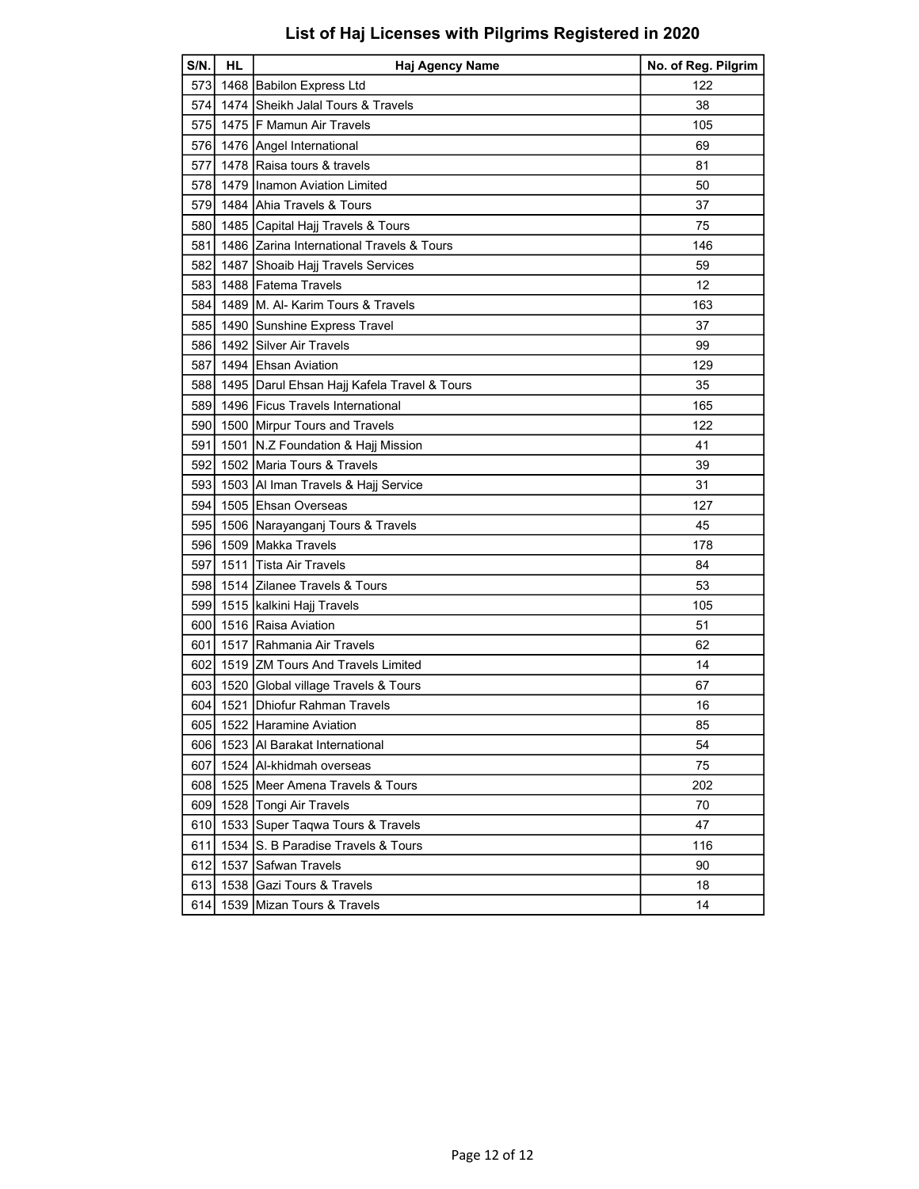# List of Haj Licenses with Pilgrims Registered in 2020

| S/N. | HL | Haj Agency Name | No. of Reg. Pilgrim |
|---|---|---|---|
| 573 | 1468 | Babilon Express Ltd | 122 |
| 574 | 1474 | Sheikh Jalal Tours & Travels | 38 |
| 575 | 1475 | F Mamun Air Travels | 105 |
| 576 | 1476 | Angel International | 69 |
| 577 | 1478 | Raisa tours & travels | 81 |
| 578 | 1479 | Inamon Aviation Limited | 50 |
| 579 | 1484 | Ahia Travels & Tours | 37 |
| 580 | 1485 | Capital Hajj Travels & Tours | 75 |
| 581 | 1486 | Zarina International Travels & Tours | 146 |
| 582 | 1487 | Shoaib Hajj Travels Services | 59 |
| 583 | 1488 | Fatema Travels | 12 |
| 584 | 1489 | M. Al- Karim Tours & Travels | 163 |
| 585 | 1490 | Sunshine Express Travel | 37 |
| 586 | 1492 | Silver Air Travels | 99 |
| 587 | 1494 | Ehsan Aviation | 129 |
| 588 | 1495 | Darul Ehsan Hajj Kafela Travel & Tours | 35 |
| 589 | 1496 | Ficus Travels International | 165 |
| 590 | 1500 | Mirpur Tours and Travels | 122 |
| 591 | 1501 | N.Z Foundation & Hajj Mission | 41 |
| 592 | 1502 | Maria Tours & Travels | 39 |
| 593 | 1503 | Al Iman Travels & Hajj Service | 31 |
| 594 | 1505 | Ehsan Overseas | 127 |
| 595 | 1506 | Narayanganj Tours & Travels | 45 |
| 596 | 1509 | Makka Travels | 178 |
| 597 | 1511 | Tista Air Travels | 84 |
| 598 | 1514 | Zilanee Travels & Tours | 53 |
| 599 | 1515 | kalkini Hajj Travels | 105 |
| 600 | 1516 | Raisa Aviation | 51 |
| 601 | 1517 | Rahmania Air Travels | 62 |
| 602 | 1519 | ZM Tours And Travels Limited | 14 |
| 603 | 1520 | Global village Travels & Tours | 67 |
| 604 | 1521 | Dhiofur Rahman Travels | 16 |
| 605 | 1522 | Haramine Aviation | 85 |
| 606 | 1523 | Al Barakat International | 54 |
| 607 | 1524 | Al-khidmah overseas | 75 |
| 608 | 1525 | Meer Amena Travels & Tours | 202 |
| 609 | 1528 | Tongi Air Travels | 70 |
| 610 | 1533 | Super Taqwa Tours & Travels | 47 |
| 611 | 1534 | S. B Paradise Travels & Tours | 116 |
| 612 | 1537 | Safwan Travels | 90 |
| 613 | 1538 | Gazi Tours & Travels | 18 |
| 614 | 1539 | Mizan Tours & Travels | 14 |